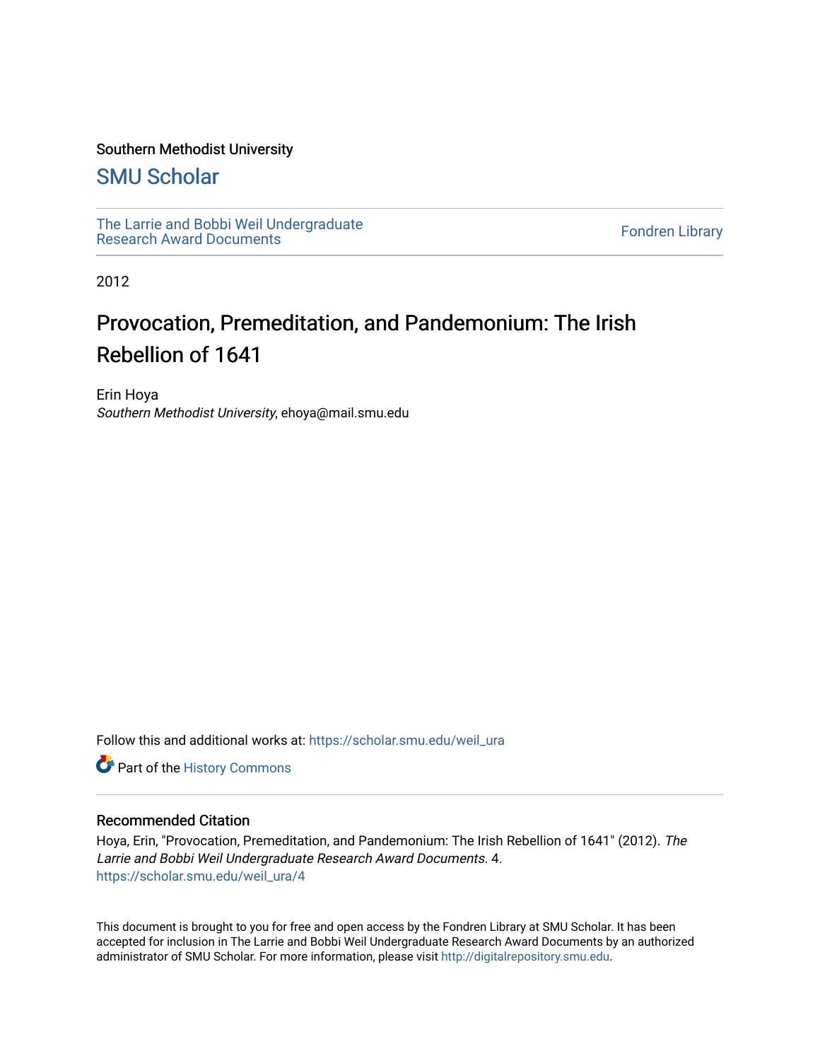Southern Methodist University

## SMU Scholar

The Larrie and Bobbi Weil Undergraduate Research Award Documents

Fondren Library

2012

# Provocation, Premeditation, and Pandemonium: The Irish Rebellion of 1641

Erin Hoya
*Southern Methodist University*, ehoya@mail.smu.edu

Follow this and additional works at: https://scholar.smu.edu/weil_ura

Part of the History Commons

### Recommended Citation

Hoya, Erin, "Provocation, Premeditation, and Pandemonium: The Irish Rebellion of 1641" (2012). *The Larrie and Bobbi Weil Undergraduate Research Award Documents*. 4.
https://scholar.smu.edu/weil_ura/4

This document is brought to you for free and open access by the Fondren Library at SMU Scholar. It has been accepted for inclusion in The Larrie and Bobbi Weil Undergraduate Research Award Documents by an authorized administrator of SMU Scholar. For more information, please visit http://digitalrepository.smu.edu.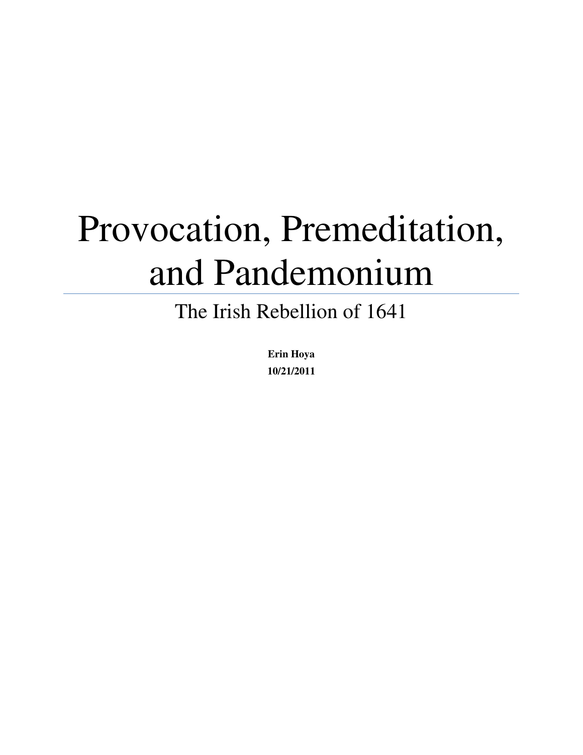# Provocation, Premeditation, and Pandemonium

## The Irish Rebellion of 1641

**Erin Hoya**

**10/21/2011**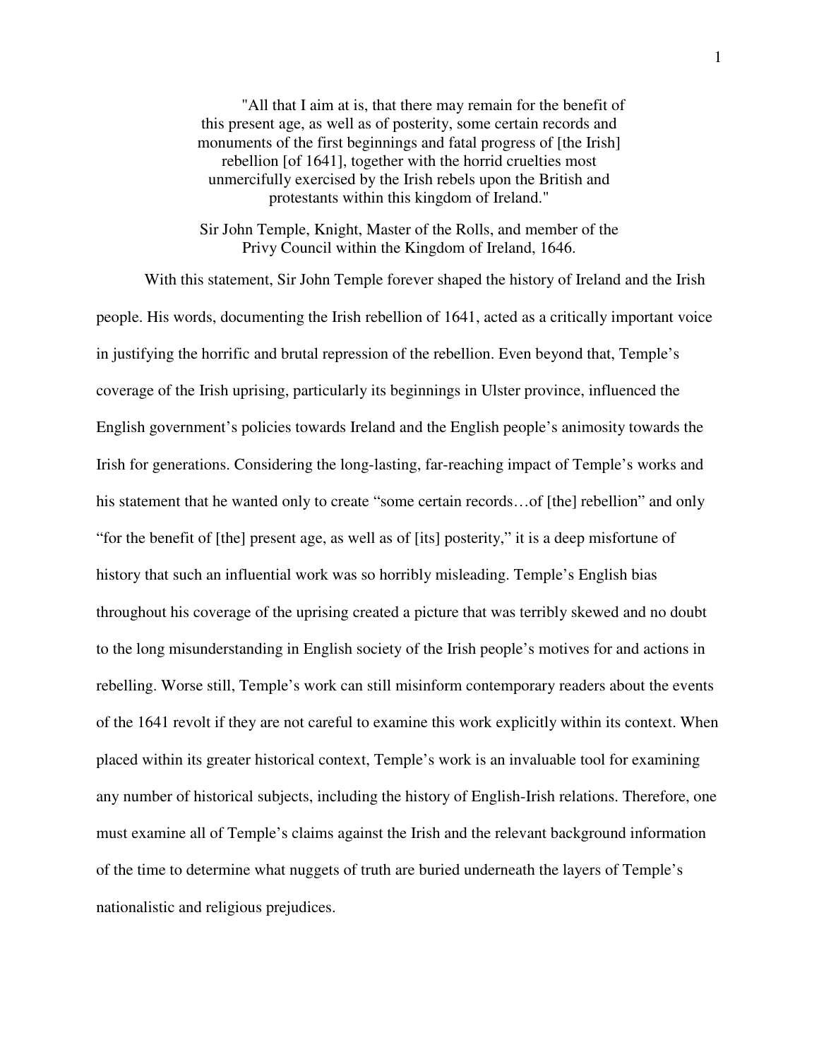> "All that I aim at is, that there may remain for the benefit of this present age, as well as of posterity, some certain records and monuments of the first beginnings and fatal progress of [the Irish] rebellion [of 1641], together with the horrid cruelties most unmercifully exercised by the Irish rebels upon the British and protestants within this kingdom of Ireland."
>
> Sir John Temple, Knight, Master of the Rolls, and member of the Privy Council within the Kingdom of Ireland, 1646.

With this statement, Sir John Temple forever shaped the history of Ireland and the Irish people. His words, documenting the Irish rebellion of 1641, acted as a critically important voice in justifying the horrific and brutal repression of the rebellion. Even beyond that, Temple's coverage of the Irish uprising, particularly its beginnings in Ulster province, influenced the English government's policies towards Ireland and the English people's animosity towards the Irish for generations. Considering the long-lasting, far-reaching impact of Temple's works and his statement that he wanted only to create "some certain records…of [the] rebellion" and only "for the benefit of [the] present age, as well as of [its] posterity," it is a deep misfortune of history that such an influential work was so horribly misleading. Temple's English bias throughout his coverage of the uprising created a picture that was terribly skewed and no doubt to the long misunderstanding in English society of the Irish people's motives for and actions in rebelling. Worse still, Temple's work can still misinform contemporary readers about the events of the 1641 revolt if they are not careful to examine this work explicitly within its context. When placed within its greater historical context, Temple's work is an invaluable tool for examining any number of historical subjects, including the history of English-Irish relations. Therefore, one must examine all of Temple's claims against the Irish and the relevant background information of the time to determine what nuggets of truth are buried underneath the layers of Temple's nationalistic and religious prejudices.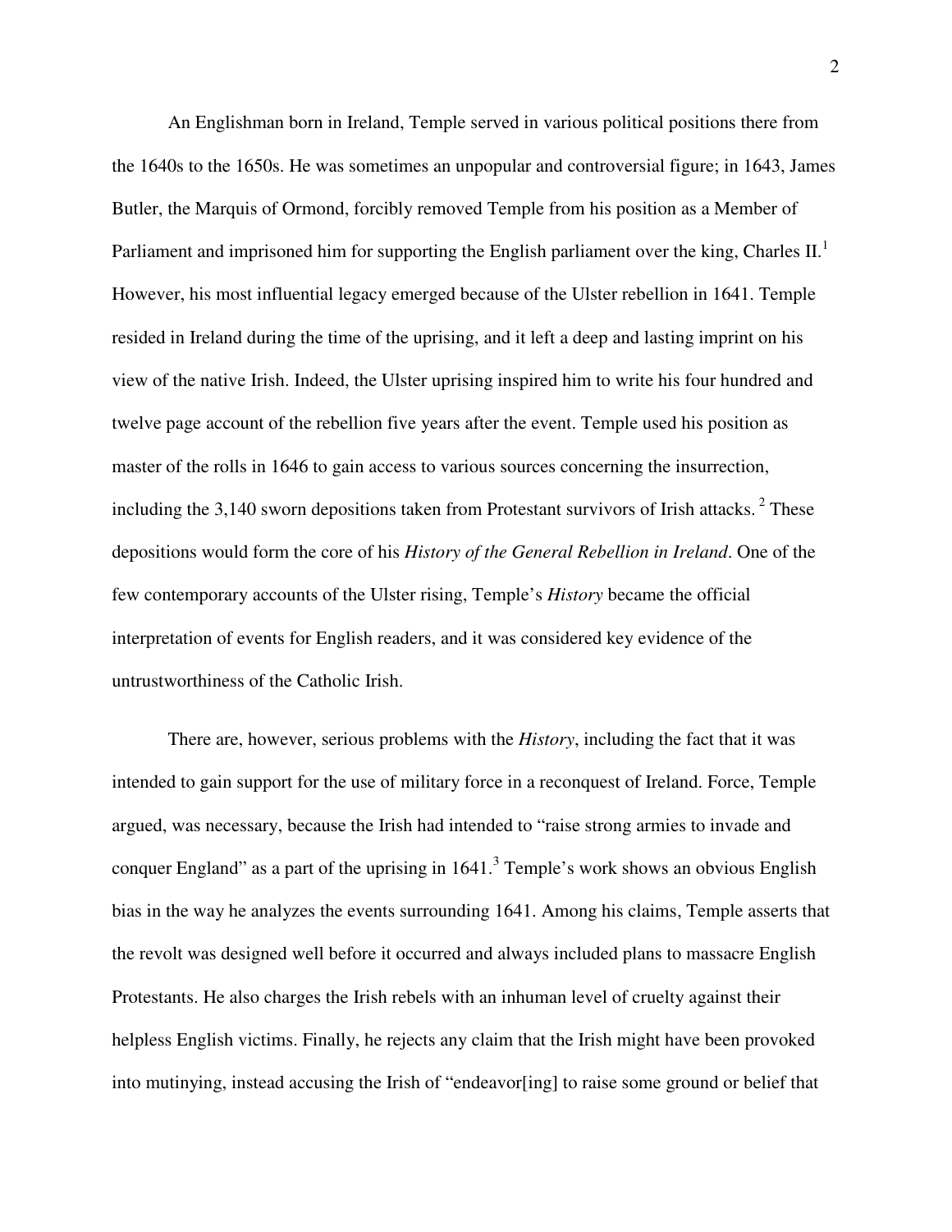An Englishman born in Ireland, Temple served in various political positions there from the 1640s to the 1650s. He was sometimes an unpopular and controversial figure; in 1643, James Butler, the Marquis of Ormond, forcibly removed Temple from his position as a Member of Parliament and imprisoned him for supporting the English parliament over the king, Charles II.[1] However, his most influential legacy emerged because of the Ulster rebellion in 1641. Temple resided in Ireland during the time of the uprising, and it left a deep and lasting imprint on his view of the native Irish. Indeed, the Ulster uprising inspired him to write his four hundred and twelve page account of the rebellion five years after the event. Temple used his position as master of the rolls in 1646 to gain access to various sources concerning the insurrection, including the 3,140 sworn depositions taken from Protestant survivors of Irish attacks. [2] These depositions would form the core of his *History of the General Rebellion in Ireland*. One of the few contemporary accounts of the Ulster rising, Temple's *History* became the official interpretation of events for English readers, and it was considered key evidence of the untrustworthiness of the Catholic Irish.

There are, however, serious problems with the *History*, including the fact that it was intended to gain support for the use of military force in a reconquest of Ireland. Force, Temple argued, was necessary, because the Irish had intended to "raise strong armies to invade and conquer England" as a part of the uprising in 1641.[3] Temple's work shows an obvious English bias in the way he analyzes the events surrounding 1641. Among his claims, Temple asserts that the revolt was designed well before it occurred and always included plans to massacre English Protestants. He also charges the Irish rebels with an inhuman level of cruelty against their helpless English victims. Finally, he rejects any claim that the Irish might have been provoked into mutinying, instead accusing the Irish of "endeavor[ing] to raise some ground or belief that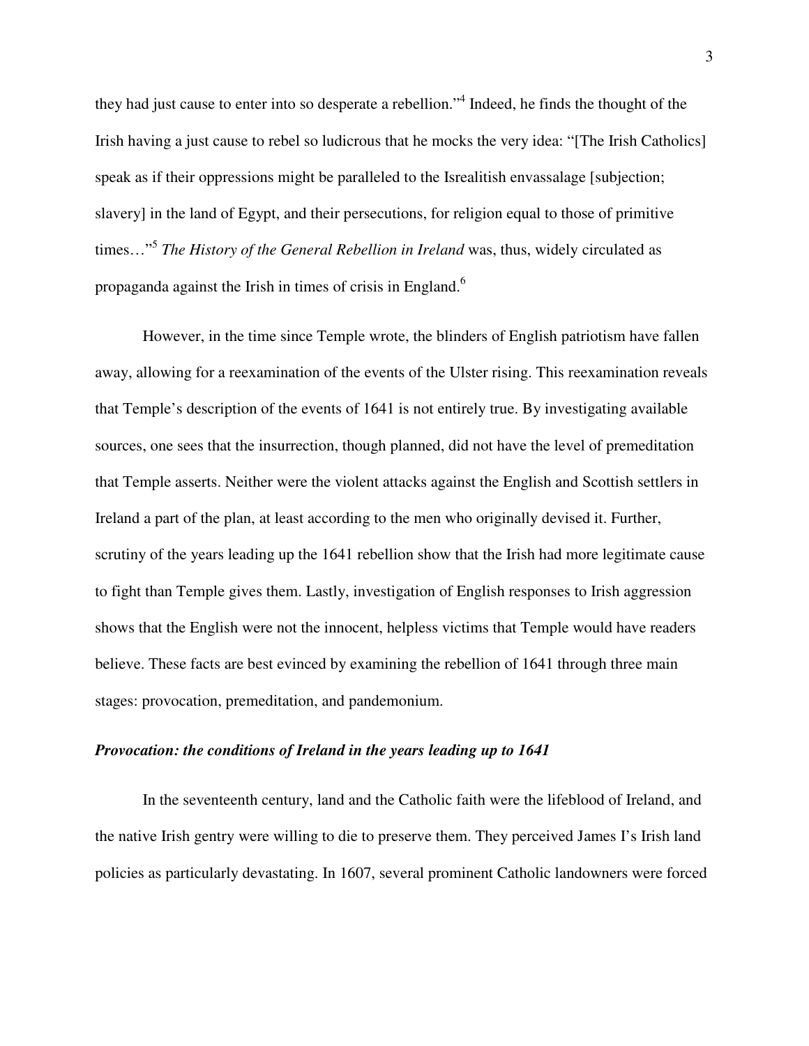they had just cause to enter into so desperate a rebellion."[4] Indeed, he finds the thought of the Irish having a just cause to rebel so ludicrous that he mocks the very idea: "[The Irish Catholics] speak as if their oppressions might be paralleled to the Isrealitish envassalage [subjection; slavery] in the land of Egypt, and their persecutions, for religion equal to those of primitive times…"[5] *The History of the General Rebellion in Ireland* was, thus, widely circulated as propaganda against the Irish in times of crisis in England.[6]

However, in the time since Temple wrote, the blinders of English patriotism have fallen away, allowing for a reexamination of the events of the Ulster rising. This reexamination reveals that Temple's description of the events of 1641 is not entirely true. By investigating available sources, one sees that the insurrection, though planned, did not have the level of premeditation that Temple asserts. Neither were the violent attacks against the English and Scottish settlers in Ireland a part of the plan, at least according to the men who originally devised it. Further, scrutiny of the years leading up the 1641 rebellion show that the Irish had more legitimate cause to fight than Temple gives them. Lastly, investigation of English responses to Irish aggression shows that the English were not the innocent, helpless victims that Temple would have readers believe. These facts are best evinced by examining the rebellion of 1641 through three main stages: provocation, premeditation, and pandemonium.

***Provocation: the conditions of Ireland in the years leading up to 1641***

In the seventeenth century, land and the Catholic faith were the lifeblood of Ireland, and the native Irish gentry were willing to die to preserve them. They perceived James I's Irish land policies as particularly devastating. In 1607, several prominent Catholic landowners were forced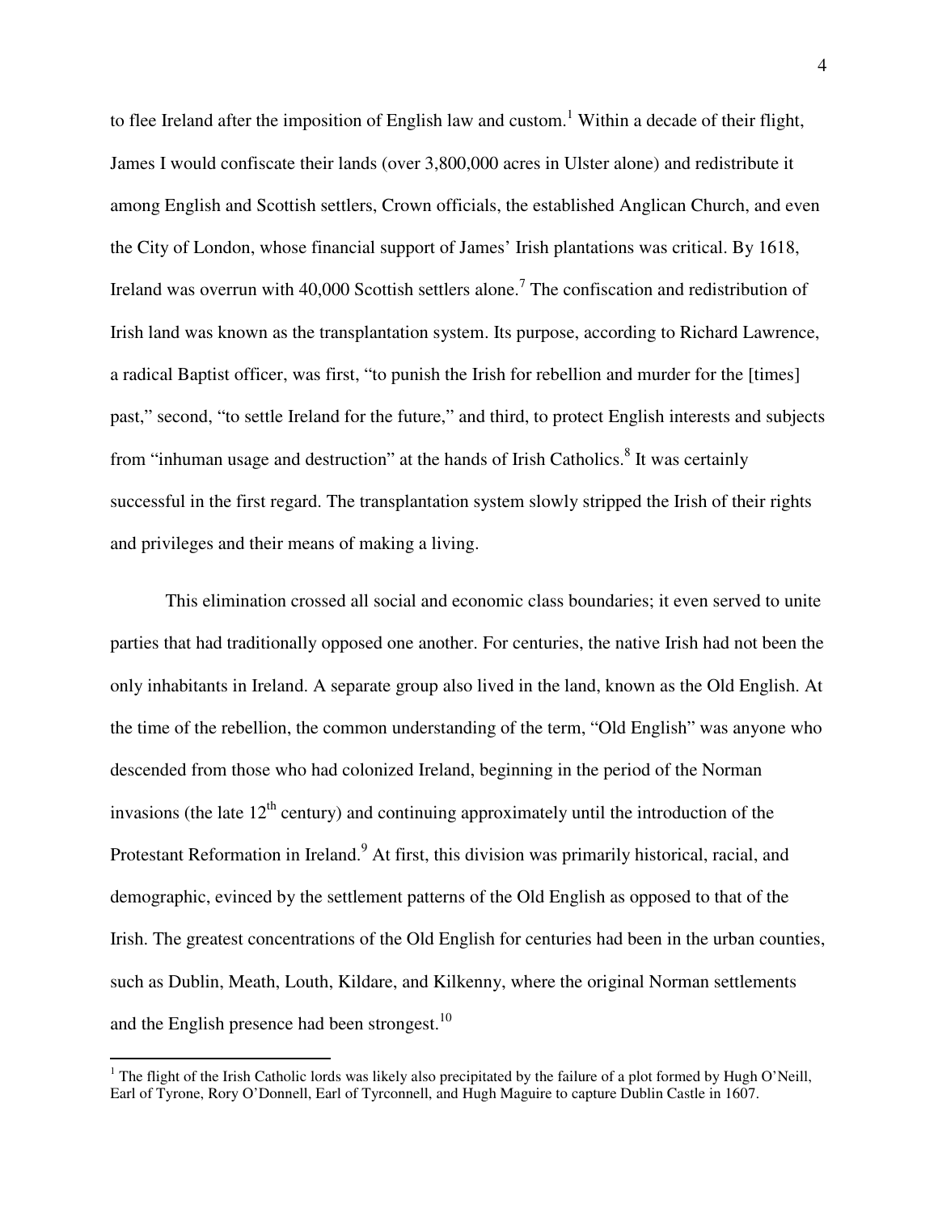to flee Ireland after the imposition of English law and custom.[1] Within a decade of their flight, James I would confiscate their lands (over 3,800,000 acres in Ulster alone) and redistribute it among English and Scottish settlers, Crown officials, the established Anglican Church, and even the City of London, whose financial support of James' Irish plantations was critical. By 1618, Ireland was overrun with 40,000 Scottish settlers alone.[7] The confiscation and redistribution of Irish land was known as the transplantation system. Its purpose, according to Richard Lawrence, a radical Baptist officer, was first, "to punish the Irish for rebellion and murder for the [times] past," second, "to settle Ireland for the future," and third, to protect English interests and subjects from "inhuman usage and destruction" at the hands of Irish Catholics.[8] It was certainly successful in the first regard. The transplantation system slowly stripped the Irish of their rights and privileges and their means of making a living.

This elimination crossed all social and economic class boundaries; it even served to unite parties that had traditionally opposed one another. For centuries, the native Irish had not been the only inhabitants in Ireland. A separate group also lived in the land, known as the Old English. At the time of the rebellion, the common understanding of the term, "Old English" was anyone who descended from those who had colonized Ireland, beginning in the period of the Norman invasions (the late 12th century) and continuing approximately until the introduction of the Protestant Reformation in Ireland.[9] At first, this division was primarily historical, racial, and demographic, evinced by the settlement patterns of the Old English as opposed to that of the Irish. The greatest concentrations of the Old English for centuries had been in the urban counties, such as Dublin, Meath, Louth, Kildare, and Kilkenny, where the original Norman settlements and the English presence had been strongest.[10]

---

[1] The flight of the Irish Catholic lords was likely also precipitated by the failure of a plot formed by Hugh O'Neill, Earl of Tyrone, Rory O'Donnell, Earl of Tyrconnell, and Hugh Maguire to capture Dublin Castle in 1607.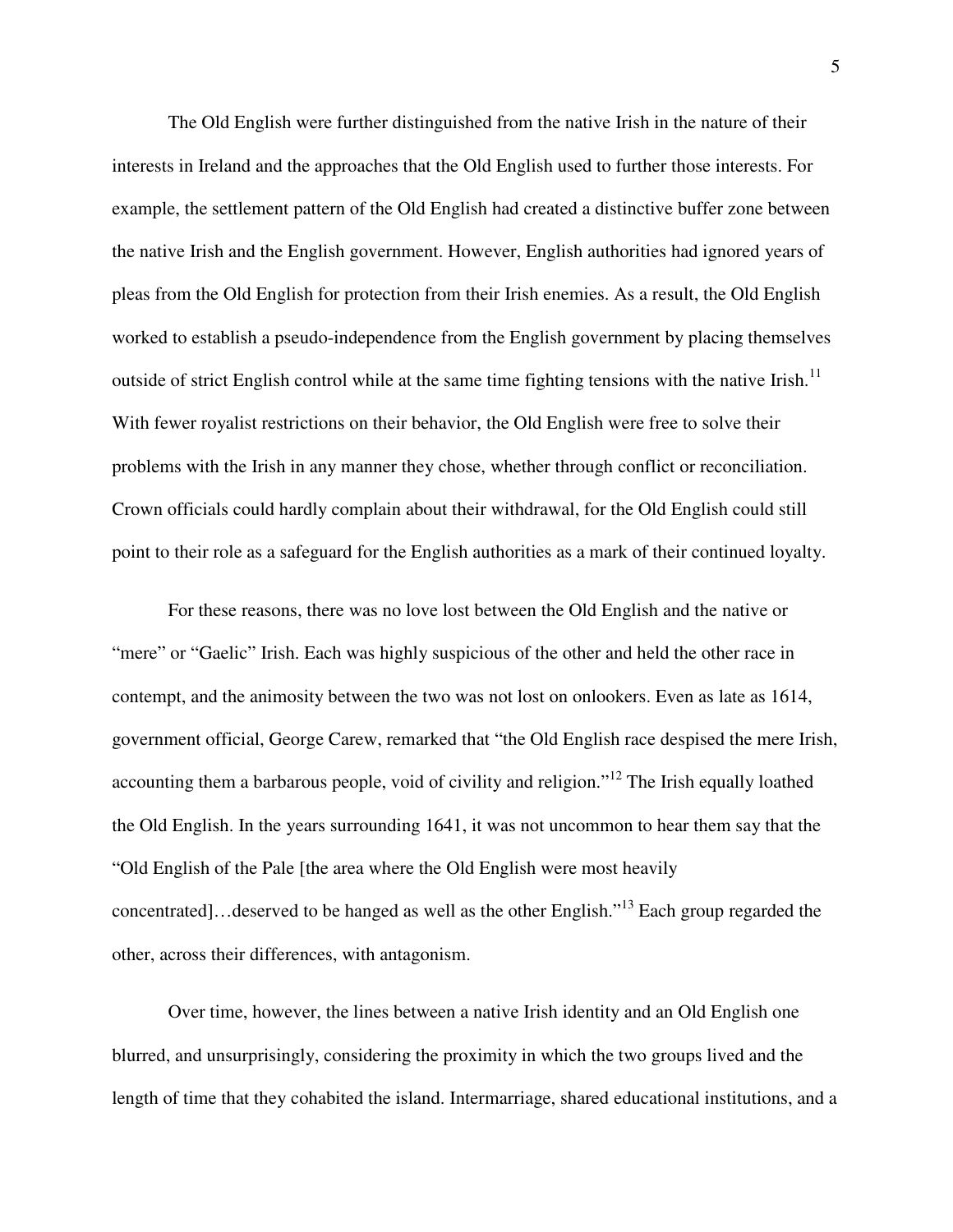The Old English were further distinguished from the native Irish in the nature of their interests in Ireland and the approaches that the Old English used to further those interests. For example, the settlement pattern of the Old English had created a distinctive buffer zone between the native Irish and the English government. However, English authorities had ignored years of pleas from the Old English for protection from their Irish enemies. As a result, the Old English worked to establish a pseudo-independence from the English government by placing themselves outside of strict English control while at the same time fighting tensions with the native Irish.[11] With fewer royalist restrictions on their behavior, the Old English were free to solve their problems with the Irish in any manner they chose, whether through conflict or reconciliation. Crown officials could hardly complain about their withdrawal, for the Old English could still point to their role as a safeguard for the English authorities as a mark of their continued loyalty.

For these reasons, there was no love lost between the Old English and the native or "mere" or "Gaelic" Irish. Each was highly suspicious of the other and held the other race in contempt, and the animosity between the two was not lost on onlookers. Even as late as 1614, government official, George Carew, remarked that "the Old English race despised the mere Irish, accounting them a barbarous people, void of civility and religion."[12] The Irish equally loathed the Old English. In the years surrounding 1641, it was not uncommon to hear them say that the "Old English of the Pale [the area where the Old English were most heavily concentrated]…deserved to be hanged as well as the other English."[13] Each group regarded the other, across their differences, with antagonism.

Over time, however, the lines between a native Irish identity and an Old English one blurred, and unsurprisingly, considering the proximity in which the two groups lived and the length of time that they cohabited the island. Intermarriage, shared educational institutions, and a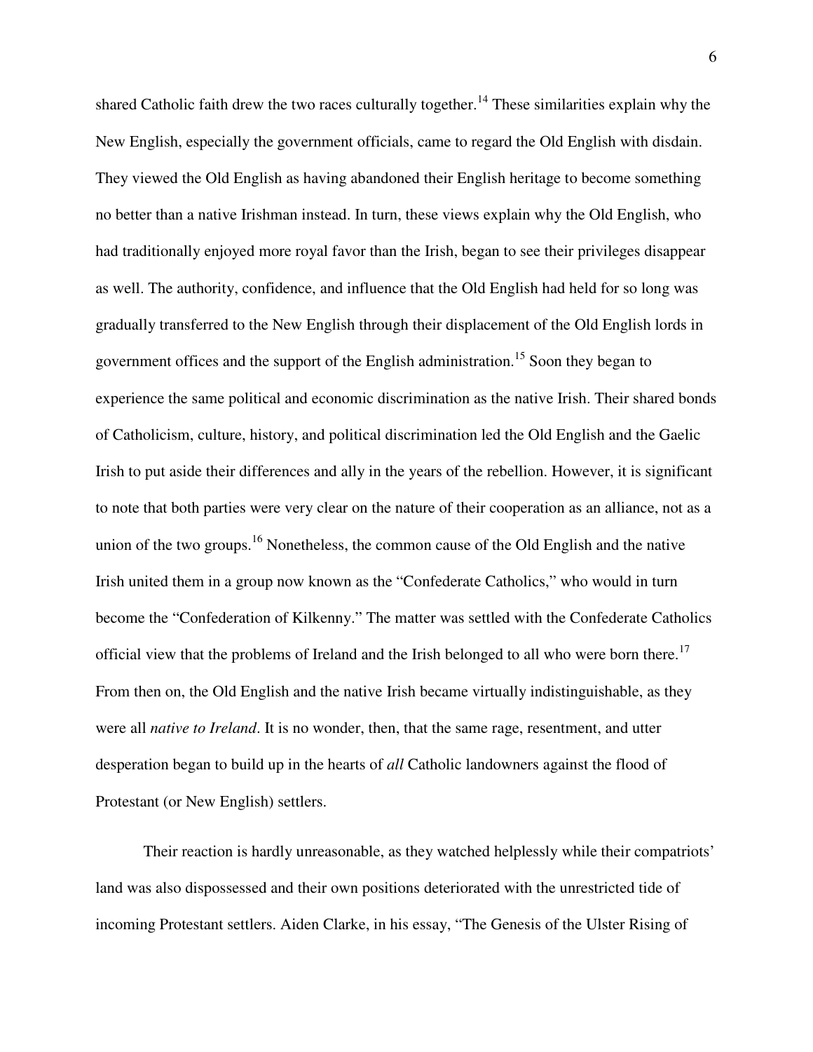shared Catholic faith drew the two races culturally together.[14] These similarities explain why the New English, especially the government officials, came to regard the Old English with disdain. They viewed the Old English as having abandoned their English heritage to become something no better than a native Irishman instead. In turn, these views explain why the Old English, who had traditionally enjoyed more royal favor than the Irish, began to see their privileges disappear as well. The authority, confidence, and influence that the Old English had held for so long was gradually transferred to the New English through their displacement of the Old English lords in government offices and the support of the English administration.[15] Soon they began to experience the same political and economic discrimination as the native Irish. Their shared bonds of Catholicism, culture, history, and political discrimination led the Old English and the Gaelic Irish to put aside their differences and ally in the years of the rebellion. However, it is significant to note that both parties were very clear on the nature of their cooperation as an alliance, not as a union of the two groups.[16] Nonetheless, the common cause of the Old English and the native Irish united them in a group now known as the "Confederate Catholics," who would in turn become the "Confederation of Kilkenny." The matter was settled with the Confederate Catholics official view that the problems of Ireland and the Irish belonged to all who were born there.[17] From then on, the Old English and the native Irish became virtually indistinguishable, as they were all *native to Ireland*. It is no wonder, then, that the same rage, resentment, and utter desperation began to build up in the hearts of *all* Catholic landowners against the flood of Protestant (or New English) settlers.

Their reaction is hardly unreasonable, as they watched helplessly while their compatriots' land was also dispossessed and their own positions deteriorated with the unrestricted tide of incoming Protestant settlers. Aiden Clarke, in his essay, "The Genesis of the Ulster Rising of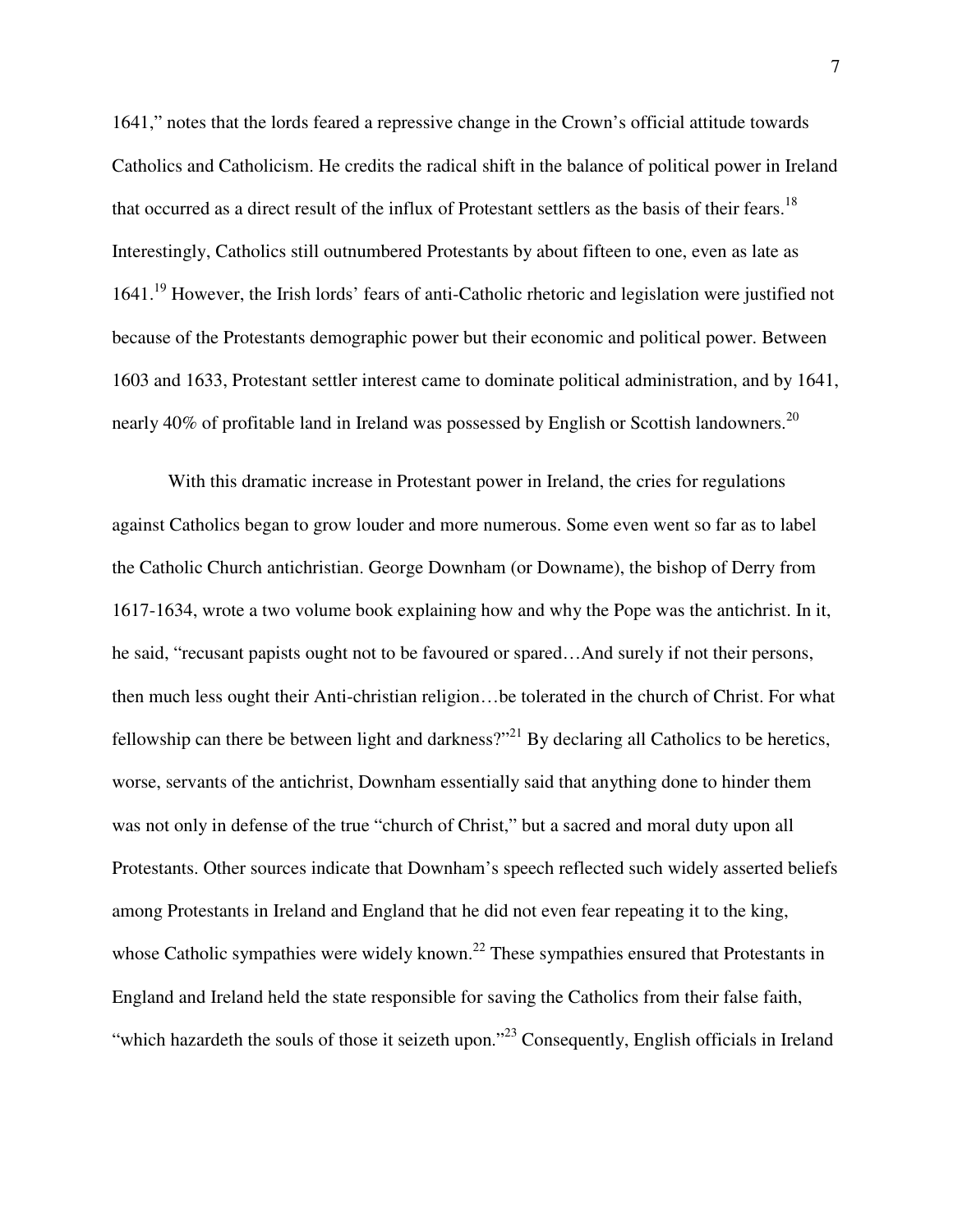1641," notes that the lords feared a repressive change in the Crown's official attitude towards Catholics and Catholicism. He credits the radical shift in the balance of political power in Ireland that occurred as a direct result of the influx of Protestant settlers as the basis of their fears.[18] Interestingly, Catholics still outnumbered Protestants by about fifteen to one, even as late as 1641.[19] However, the Irish lords' fears of anti-Catholic rhetoric and legislation were justified not because of the Protestants demographic power but their economic and political power. Between 1603 and 1633, Protestant settler interest came to dominate political administration, and by 1641, nearly 40% of profitable land in Ireland was possessed by English or Scottish landowners.[20]

With this dramatic increase in Protestant power in Ireland, the cries for regulations against Catholics began to grow louder and more numerous. Some even went so far as to label the Catholic Church antichristian. George Downham (or Downame), the bishop of Derry from 1617-1634, wrote a two volume book explaining how and why the Pope was the antichrist. In it, he said, "recusant papists ought not to be favoured or spared…And surely if not their persons, then much less ought their Anti-christian religion…be tolerated in the church of Christ. For what fellowship can there be between light and darkness?"[21] By declaring all Catholics to be heretics, worse, servants of the antichrist, Downham essentially said that anything done to hinder them was not only in defense of the true "church of Christ," but a sacred and moral duty upon all Protestants. Other sources indicate that Downham's speech reflected such widely asserted beliefs among Protestants in Ireland and England that he did not even fear repeating it to the king, whose Catholic sympathies were widely known.[22] These sympathies ensured that Protestants in England and Ireland held the state responsible for saving the Catholics from their false faith, "which hazardeth the souls of those it seizeth upon."[23] Consequently, English officials in Ireland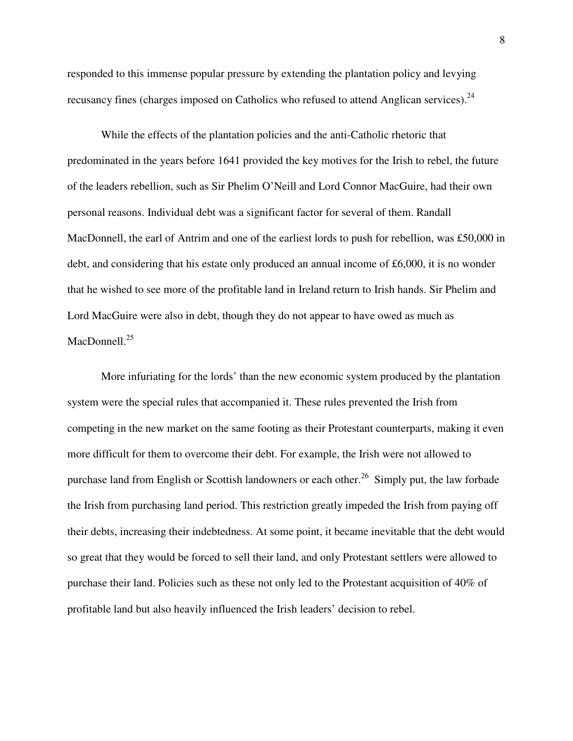responded to this immense popular pressure by extending the plantation policy and levying recusancy fines (charges imposed on Catholics who refused to attend Anglican services).[24]

While the effects of the plantation policies and the anti-Catholic rhetoric that predominated in the years before 1641 provided the key motives for the Irish to rebel, the future of the leaders rebellion, such as Sir Phelim O'Neill and Lord Connor MacGuire, had their own personal reasons. Individual debt was a significant factor for several of them. Randall MacDonnell, the earl of Antrim and one of the earliest lords to push for rebellion, was £50,000 in debt, and considering that his estate only produced an annual income of £6,000, it is no wonder that he wished to see more of the profitable land in Ireland return to Irish hands. Sir Phelim and Lord MacGuire were also in debt, though they do not appear to have owed as much as MacDonnell.[25]

More infuriating for the lords' than the new economic system produced by the plantation system were the special rules that accompanied it. These rules prevented the Irish from competing in the new market on the same footing as their Protestant counterparts, making it even more difficult for them to overcome their debt. For example, the Irish were not allowed to purchase land from English or Scottish landowners or each other.[26] Simply put, the law forbade the Irish from purchasing land period. This restriction greatly impeded the Irish from paying off their debts, increasing their indebtedness. At some point, it became inevitable that the debt would so great that they would be forced to sell their land, and only Protestant settlers were allowed to purchase their land. Policies such as these not only led to the Protestant acquisition of 40% of profitable land but also heavily influenced the Irish leaders' decision to rebel.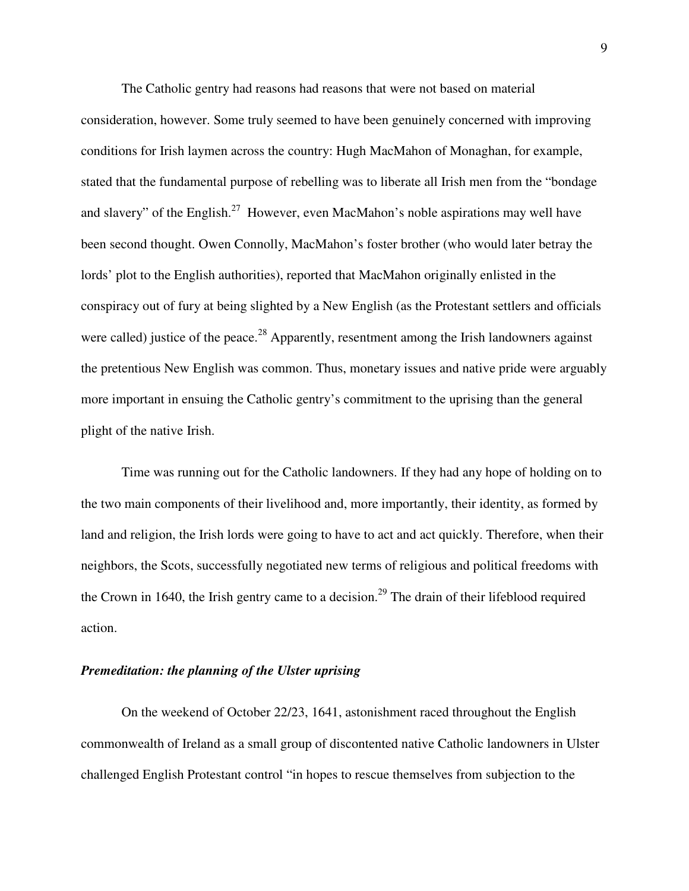The Catholic gentry had reasons had reasons that were not based on material consideration, however. Some truly seemed to have been genuinely concerned with improving conditions for Irish laymen across the country: Hugh MacMahon of Monaghan, for example, stated that the fundamental purpose of rebelling was to liberate all Irish men from the "bondage and slavery" of the English.[27] However, even MacMahon's noble aspirations may well have been second thought. Owen Connolly, MacMahon's foster brother (who would later betray the lords' plot to the English authorities), reported that MacMahon originally enlisted in the conspiracy out of fury at being slighted by a New English (as the Protestant settlers and officials were called) justice of the peace.[28] Apparently, resentment among the Irish landowners against the pretentious New English was common. Thus, monetary issues and native pride were arguably more important in ensuing the Catholic gentry's commitment to the uprising than the general plight of the native Irish.

Time was running out for the Catholic landowners. If they had any hope of holding on to the two main components of their livelihood and, more importantly, their identity, as formed by land and religion, the Irish lords were going to have to act and act quickly. Therefore, when their neighbors, the Scots, successfully negotiated new terms of religious and political freedoms with the Crown in 1640, the Irish gentry came to a decision.[29] The drain of their lifeblood required action.

***Premeditation: the planning of the Ulster uprising***

On the weekend of October 22/23, 1641, astonishment raced throughout the English commonwealth of Ireland as a small group of discontented native Catholic landowners in Ulster challenged English Protestant control "in hopes to rescue themselves from subjection to the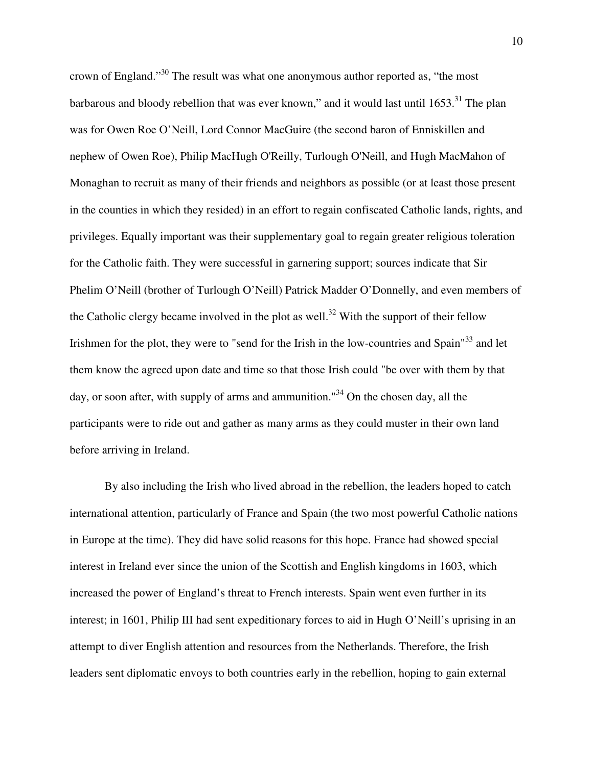crown of England."[30] The result was what one anonymous author reported as, "the most barbarous and bloody rebellion that was ever known," and it would last until 1653.[31] The plan was for Owen Roe O'Neill, Lord Connor MacGuire (the second baron of Enniskillen and nephew of Owen Roe), Philip MacHugh O'Reilly, Turlough O'Neill, and Hugh MacMahon of Monaghan to recruit as many of their friends and neighbors as possible (or at least those present in the counties in which they resided) in an effort to regain confiscated Catholic lands, rights, and privileges. Equally important was their supplementary goal to regain greater religious toleration for the Catholic faith. They were successful in garnering support; sources indicate that Sir Phelim O'Neill (brother of Turlough O'Neill) Patrick Madder O'Donnelly, and even members of the Catholic clergy became involved in the plot as well.[32] With the support of their fellow Irishmen for the plot, they were to "send for the Irish in the low-countries and Spain"[33] and let them know the agreed upon date and time so that those Irish could "be over with them by that day, or soon after, with supply of arms and ammunition."[34] On the chosen day, all the participants were to ride out and gather as many arms as they could muster in their own land before arriving in Ireland.

By also including the Irish who lived abroad in the rebellion, the leaders hoped to catch international attention, particularly of France and Spain (the two most powerful Catholic nations in Europe at the time). They did have solid reasons for this hope. France had showed special interest in Ireland ever since the union of the Scottish and English kingdoms in 1603, which increased the power of England's threat to French interests. Spain went even further in its interest; in 1601, Philip III had sent expeditionary forces to aid in Hugh O'Neill's uprising in an attempt to diver English attention and resources from the Netherlands. Therefore, the Irish leaders sent diplomatic envoys to both countries early in the rebellion, hoping to gain external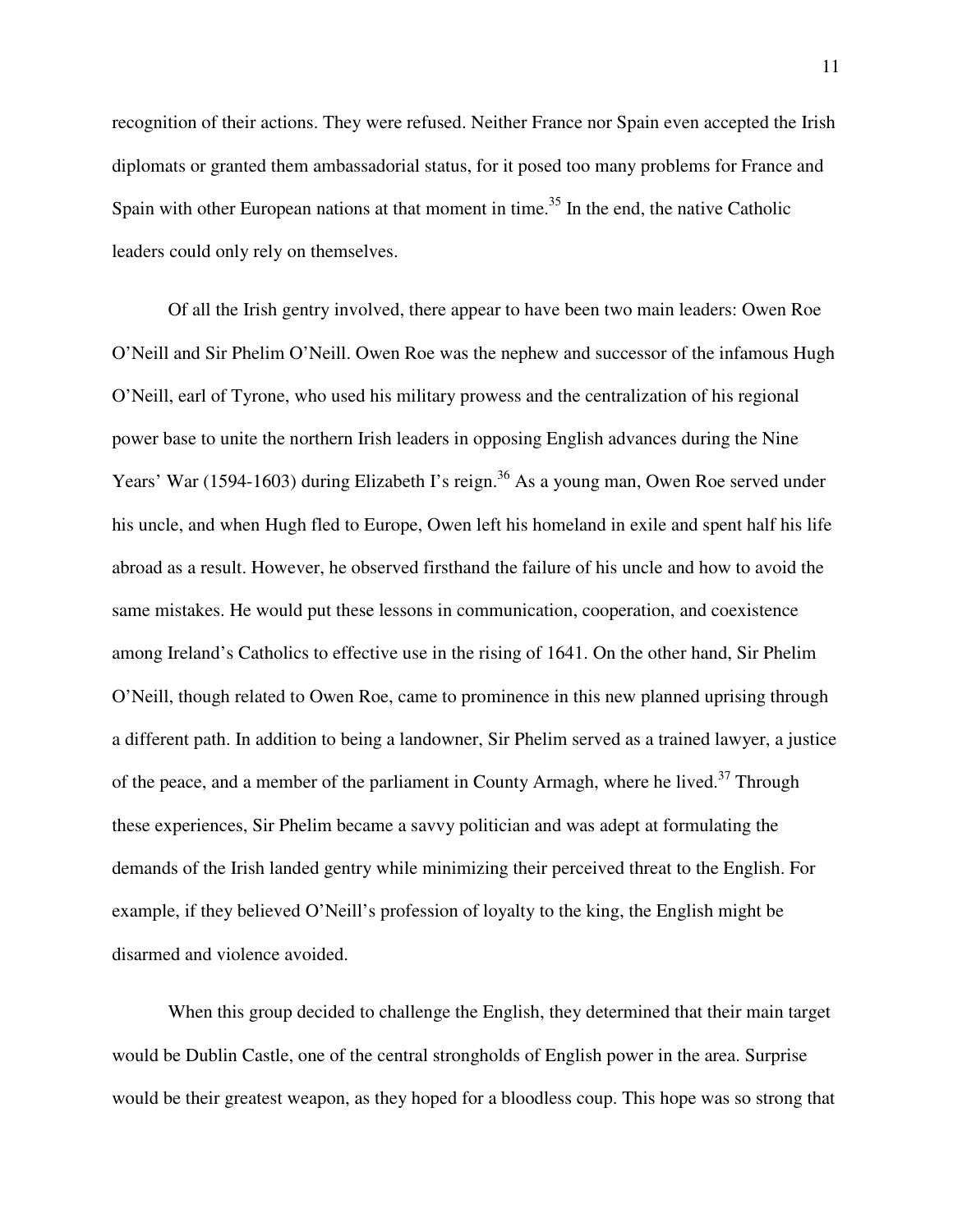recognition of their actions. They were refused. Neither France nor Spain even accepted the Irish diplomats or granted them ambassadorial status, for it posed too many problems for France and Spain with other European nations at that moment in time.[35] In the end, the native Catholic leaders could only rely on themselves.

Of all the Irish gentry involved, there appear to have been two main leaders: Owen Roe O'Neill and Sir Phelim O'Neill. Owen Roe was the nephew and successor of the infamous Hugh O'Neill, earl of Tyrone, who used his military prowess and the centralization of his regional power base to unite the northern Irish leaders in opposing English advances during the Nine Years' War (1594-1603) during Elizabeth I's reign.[36] As a young man, Owen Roe served under his uncle, and when Hugh fled to Europe, Owen left his homeland in exile and spent half his life abroad as a result. However, he observed firsthand the failure of his uncle and how to avoid the same mistakes. He would put these lessons in communication, cooperation, and coexistence among Ireland's Catholics to effective use in the rising of 1641. On the other hand, Sir Phelim O'Neill, though related to Owen Roe, came to prominence in this new planned uprising through a different path. In addition to being a landowner, Sir Phelim served as a trained lawyer, a justice of the peace, and a member of the parliament in County Armagh, where he lived.[37] Through these experiences, Sir Phelim became a savvy politician and was adept at formulating the demands of the Irish landed gentry while minimizing their perceived threat to the English. For example, if they believed O'Neill's profession of loyalty to the king, the English might be disarmed and violence avoided.

When this group decided to challenge the English, they determined that their main target would be Dublin Castle, one of the central strongholds of English power in the area. Surprise would be their greatest weapon, as they hoped for a bloodless coup. This hope was so strong that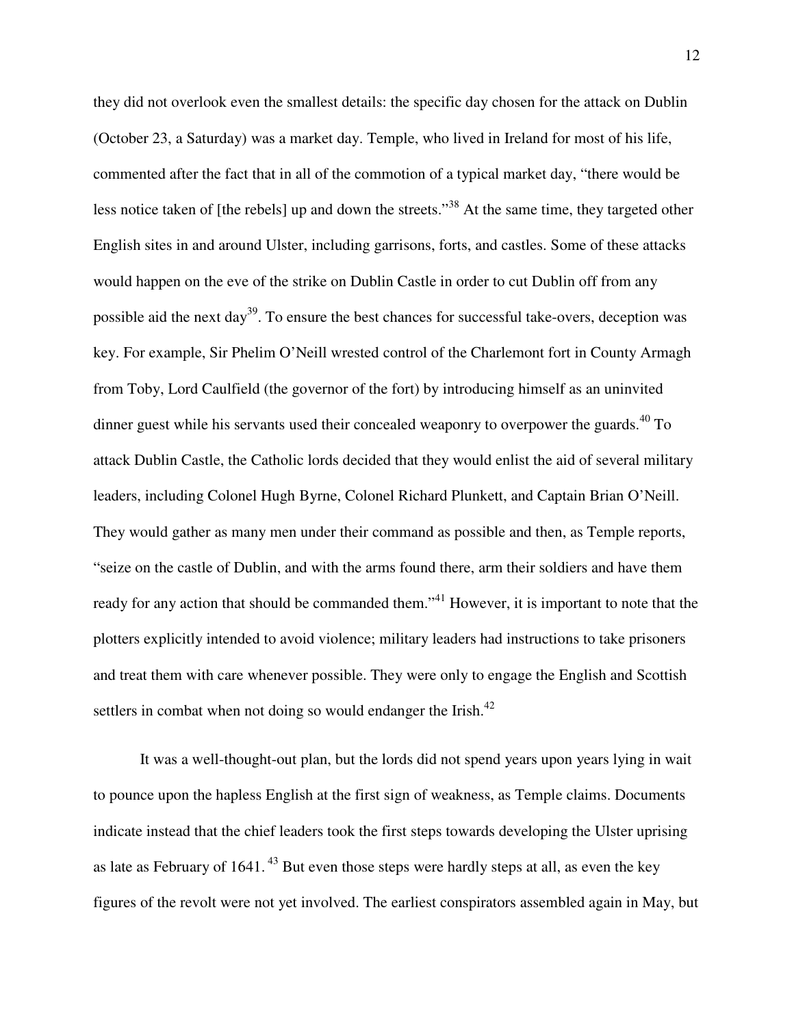they did not overlook even the smallest details: the specific day chosen for the attack on Dublin (October 23, a Saturday) was a market day. Temple, who lived in Ireland for most of his life, commented after the fact that in all of the commotion of a typical market day, "there would be less notice taken of [the rebels] up and down the streets."[38] At the same time, they targeted other English sites in and around Ulster, including garrisons, forts, and castles. Some of these attacks would happen on the eve of the strike on Dublin Castle in order to cut Dublin off from any possible aid the next day[39]. To ensure the best chances for successful take-overs, deception was key. For example, Sir Phelim O'Neill wrested control of the Charlemont fort in County Armagh from Toby, Lord Caulfield (the governor of the fort) by introducing himself as an uninvited dinner guest while his servants used their concealed weaponry to overpower the guards.[40] To attack Dublin Castle, the Catholic lords decided that they would enlist the aid of several military leaders, including Colonel Hugh Byrne, Colonel Richard Plunkett, and Captain Brian O'Neill. They would gather as many men under their command as possible and then, as Temple reports, "seize on the castle of Dublin, and with the arms found there, arm their soldiers and have them ready for any action that should be commanded them."[41] However, it is important to note that the plotters explicitly intended to avoid violence; military leaders had instructions to take prisoners and treat them with care whenever possible. They were only to engage the English and Scottish settlers in combat when not doing so would endanger the Irish.[42]

It was a well-thought-out plan, but the lords did not spend years upon years lying in wait to pounce upon the hapless English at the first sign of weakness, as Temple claims. Documents indicate instead that the chief leaders took the first steps towards developing the Ulster uprising as late as February of 1641.[43] But even those steps were hardly steps at all, as even the key figures of the revolt were not yet involved. The earliest conspirators assembled again in May, but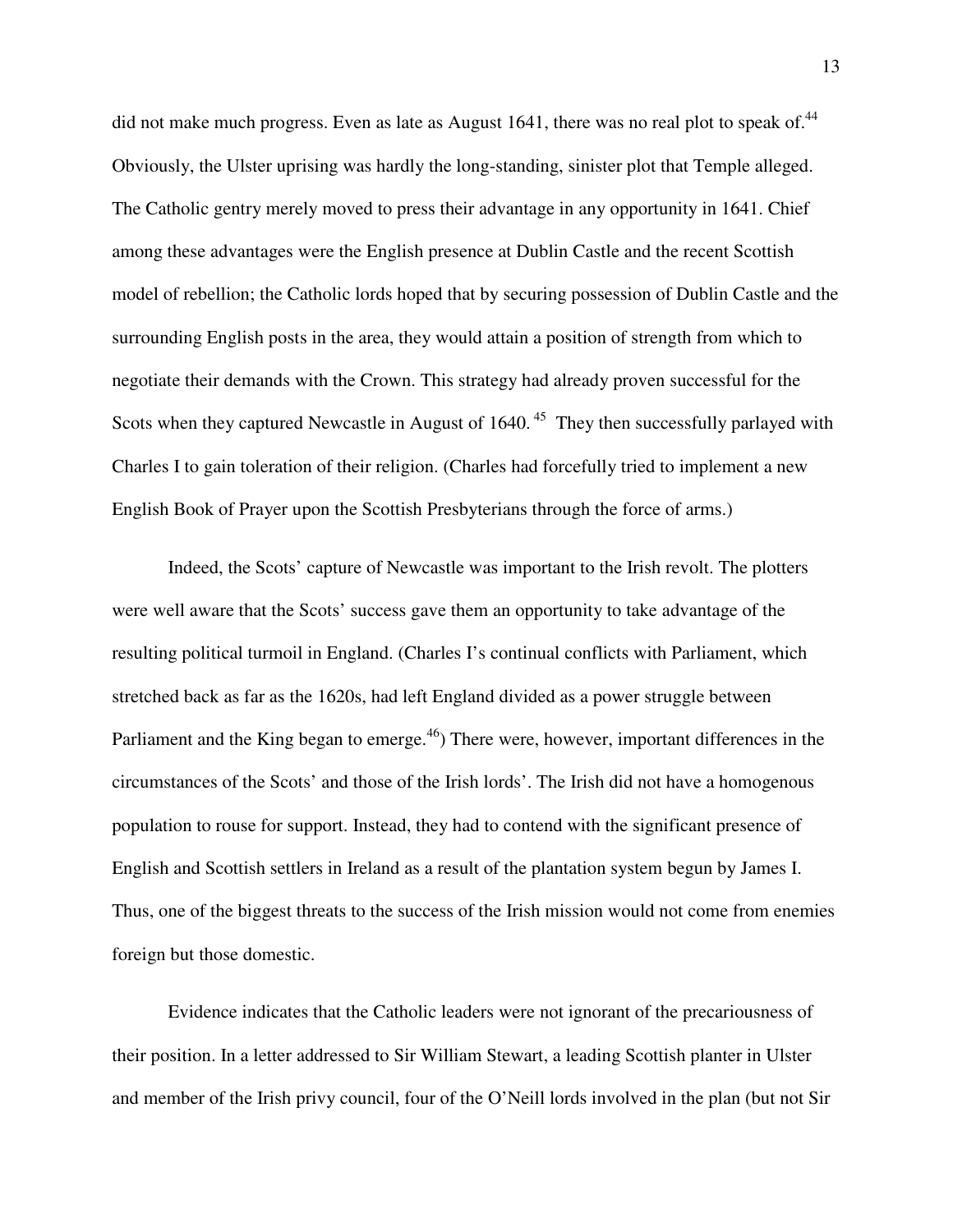did not make much progress. Even as late as August 1641, there was no real plot to speak of.[44] Obviously, the Ulster uprising was hardly the long-standing, sinister plot that Temple alleged. The Catholic gentry merely moved to press their advantage in any opportunity in 1641. Chief among these advantages were the English presence at Dublin Castle and the recent Scottish model of rebellion; the Catholic lords hoped that by securing possession of Dublin Castle and the surrounding English posts in the area, they would attain a position of strength from which to negotiate their demands with the Crown. This strategy had already proven successful for the Scots when they captured Newcastle in August of 1640.[45] They then successfully parlayed with Charles I to gain toleration of their religion. (Charles had forcefully tried to implement a new English Book of Prayer upon the Scottish Presbyterians through the force of arms.)

Indeed, the Scots' capture of Newcastle was important to the Irish revolt. The plotters were well aware that the Scots' success gave them an opportunity to take advantage of the resulting political turmoil in England. (Charles I's continual conflicts with Parliament, which stretched back as far as the 1620s, had left England divided as a power struggle between Parliament and the King began to emerge.[46]) There were, however, important differences in the circumstances of the Scots' and those of the Irish lords'. The Irish did not have a homogenous population to rouse for support. Instead, they had to contend with the significant presence of English and Scottish settlers in Ireland as a result of the plantation system begun by James I. Thus, one of the biggest threats to the success of the Irish mission would not come from enemies foreign but those domestic.

Evidence indicates that the Catholic leaders were not ignorant of the precariousness of their position. In a letter addressed to Sir William Stewart, a leading Scottish planter in Ulster and member of the Irish privy council, four of the O'Neill lords involved in the plan (but not Sir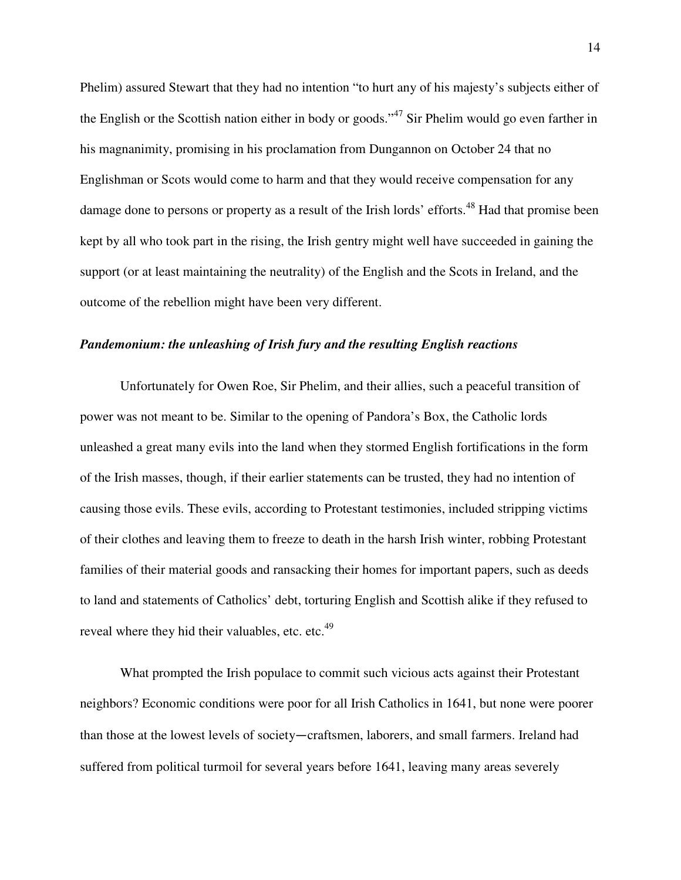Phelim) assured Stewart that they had no intention "to hurt any of his majesty's subjects either of the English or the Scottish nation either in body or goods."[47] Sir Phelim would go even farther in his magnanimity, promising in his proclamation from Dungannon on October 24 that no Englishman or Scots would come to harm and that they would receive compensation for any damage done to persons or property as a result of the Irish lords' efforts.[48] Had that promise been kept by all who took part in the rising, the Irish gentry might well have succeeded in gaining the support (or at least maintaining the neutrality) of the English and the Scots in Ireland, and the outcome of the rebellion might have been very different.

### *Pandemonium: the unleashing of Irish fury and the resulting English reactions*

Unfortunately for Owen Roe, Sir Phelim, and their allies, such a peaceful transition of power was not meant to be. Similar to the opening of Pandora's Box, the Catholic lords unleashed a great many evils into the land when they stormed English fortifications in the form of the Irish masses, though, if their earlier statements can be trusted, they had no intention of causing those evils. These evils, according to Protestant testimonies, included stripping victims of their clothes and leaving them to freeze to death in the harsh Irish winter, robbing Protestant families of their material goods and ransacking their homes for important papers, such as deeds to land and statements of Catholics' debt, torturing English and Scottish alike if they refused to reveal where they hid their valuables, etc. etc.[49]

What prompted the Irish populace to commit such vicious acts against their Protestant neighbors? Economic conditions were poor for all Irish Catholics in 1641, but none were poorer than those at the lowest levels of society—craftsmen, laborers, and small farmers. Ireland had suffered from political turmoil for several years before 1641, leaving many areas severely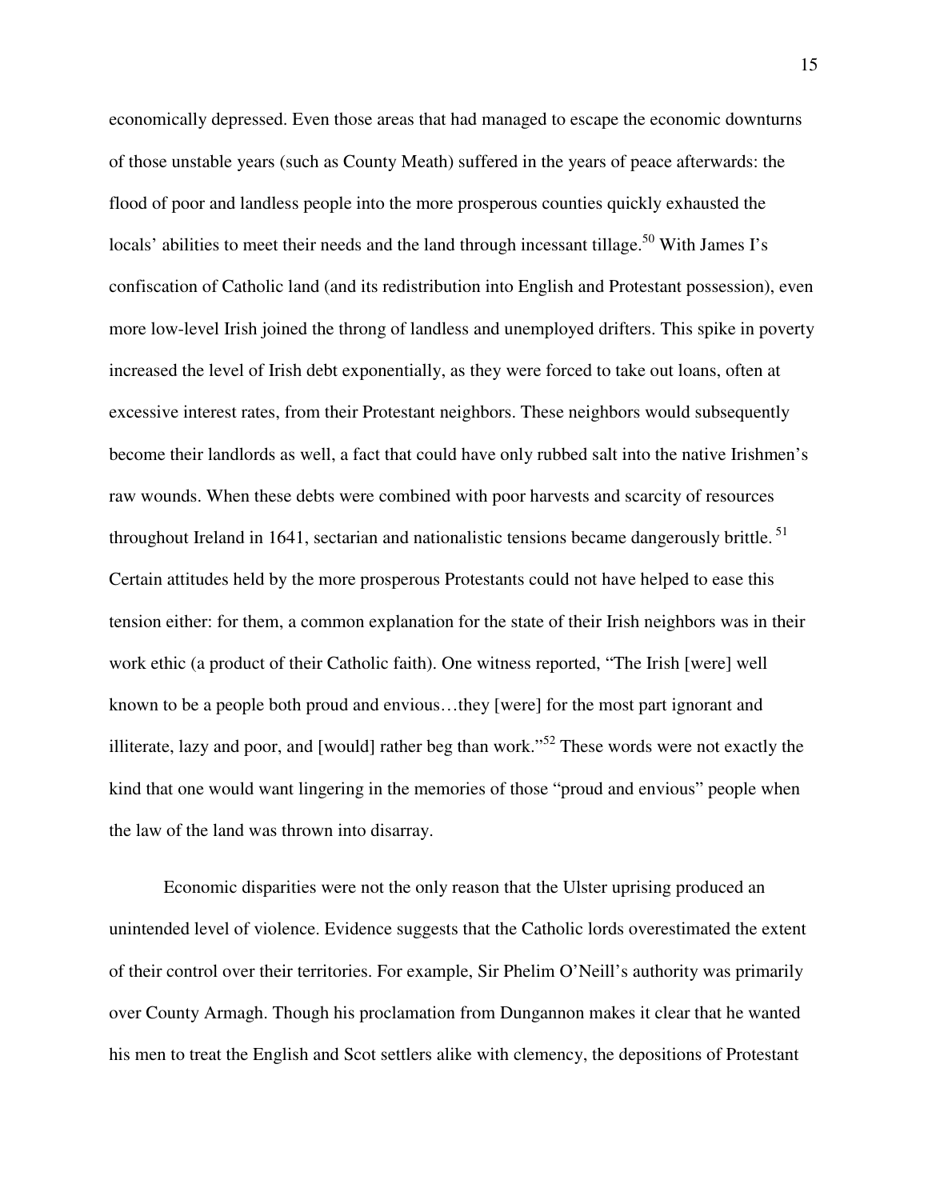economically depressed. Even those areas that had managed to escape the economic downturns of those unstable years (such as County Meath) suffered in the years of peace afterwards: the flood of poor and landless people into the more prosperous counties quickly exhausted the locals' abilities to meet their needs and the land through incessant tillage.[50] With James I's confiscation of Catholic land (and its redistribution into English and Protestant possession), even more low-level Irish joined the throng of landless and unemployed drifters. This spike in poverty increased the level of Irish debt exponentially, as they were forced to take out loans, often at excessive interest rates, from their Protestant neighbors. These neighbors would subsequently become their landlords as well, a fact that could have only rubbed salt into the native Irishmen's raw wounds. When these debts were combined with poor harvests and scarcity of resources throughout Ireland in 1641, sectarian and nationalistic tensions became dangerously brittle.[51] Certain attitudes held by the more prosperous Protestants could not have helped to ease this tension either: for them, a common explanation for the state of their Irish neighbors was in their work ethic (a product of their Catholic faith). One witness reported, "The Irish [were] well known to be a people both proud and envious…they [were] for the most part ignorant and illiterate, lazy and poor, and [would] rather beg than work."[52] These words were not exactly the kind that one would want lingering in the memories of those "proud and envious" people when the law of the land was thrown into disarray.

Economic disparities were not the only reason that the Ulster uprising produced an unintended level of violence. Evidence suggests that the Catholic lords overestimated the extent of their control over their territories. For example, Sir Phelim O'Neill's authority was primarily over County Armagh. Though his proclamation from Dungannon makes it clear that he wanted his men to treat the English and Scot settlers alike with clemency, the depositions of Protestant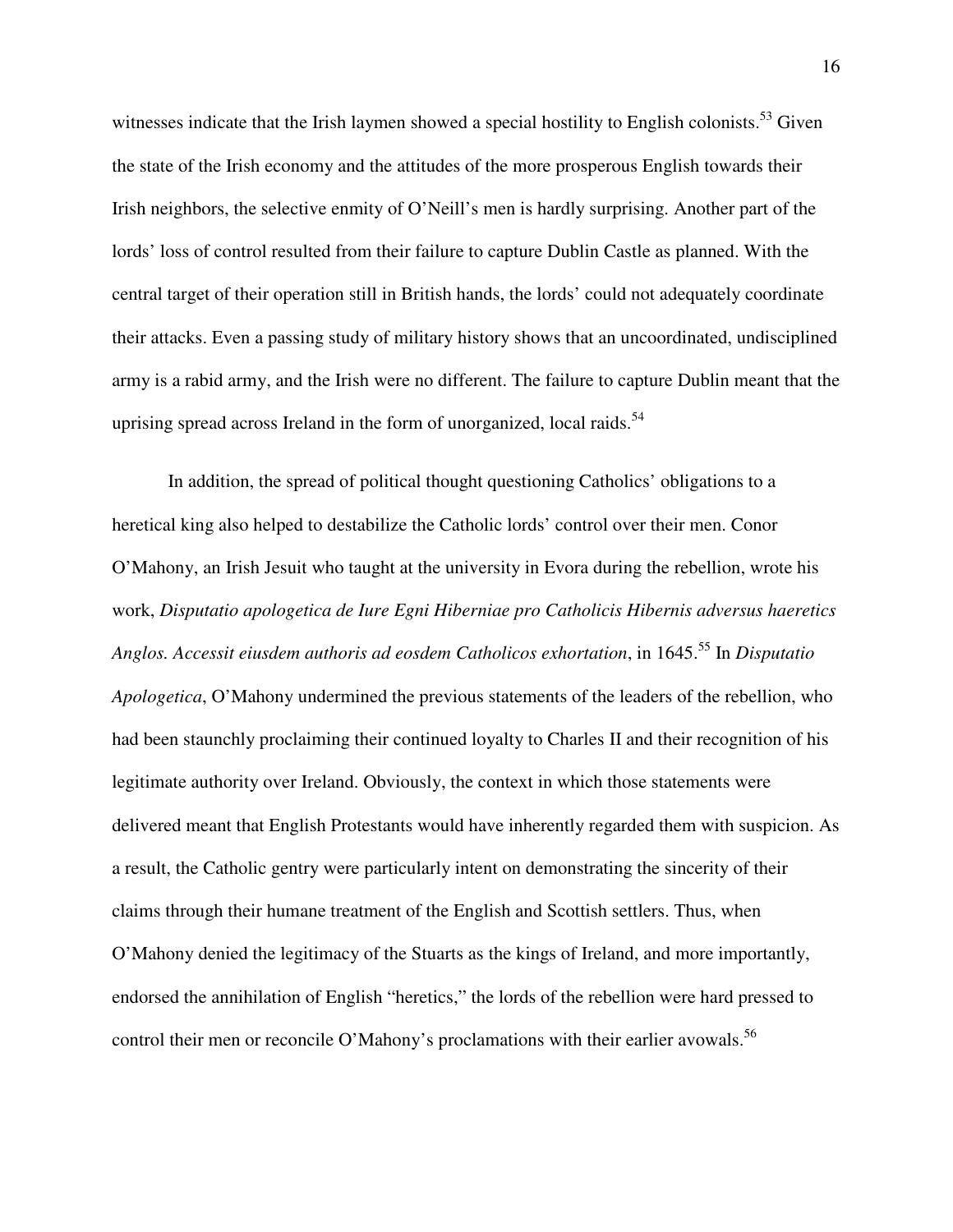witnesses indicate that the Irish laymen showed a special hostility to English colonists.[53] Given the state of the Irish economy and the attitudes of the more prosperous English towards their Irish neighbors, the selective enmity of O'Neill's men is hardly surprising. Another part of the lords' loss of control resulted from their failure to capture Dublin Castle as planned. With the central target of their operation still in British hands, the lords' could not adequately coordinate their attacks. Even a passing study of military history shows that an uncoordinated, undisciplined army is a rabid army, and the Irish were no different. The failure to capture Dublin meant that the uprising spread across Ireland in the form of unorganized, local raids.[54]

In addition, the spread of political thought questioning Catholics' obligations to a heretical king also helped to destabilize the Catholic lords' control over their men. Conor O'Mahony, an Irish Jesuit who taught at the university in Evora during the rebellion, wrote his work, *Disputatio apologetica de Iure Egni Hiberniae pro Catholicis Hibernis adversus haeretics Anglos. Accessit eiusdem authoris ad eosdem Catholicos exhortation*, in 1645.[55] In *Disputatio Apologetica*, O'Mahony undermined the previous statements of the leaders of the rebellion, who had been staunchly proclaiming their continued loyalty to Charles II and their recognition of his legitimate authority over Ireland. Obviously, the context in which those statements were delivered meant that English Protestants would have inherently regarded them with suspicion. As a result, the Catholic gentry were particularly intent on demonstrating the sincerity of their claims through their humane treatment of the English and Scottish settlers. Thus, when O'Mahony denied the legitimacy of the Stuarts as the kings of Ireland, and more importantly, endorsed the annihilation of English "heretics," the lords of the rebellion were hard pressed to control their men or reconcile O'Mahony's proclamations with their earlier avowals.[56]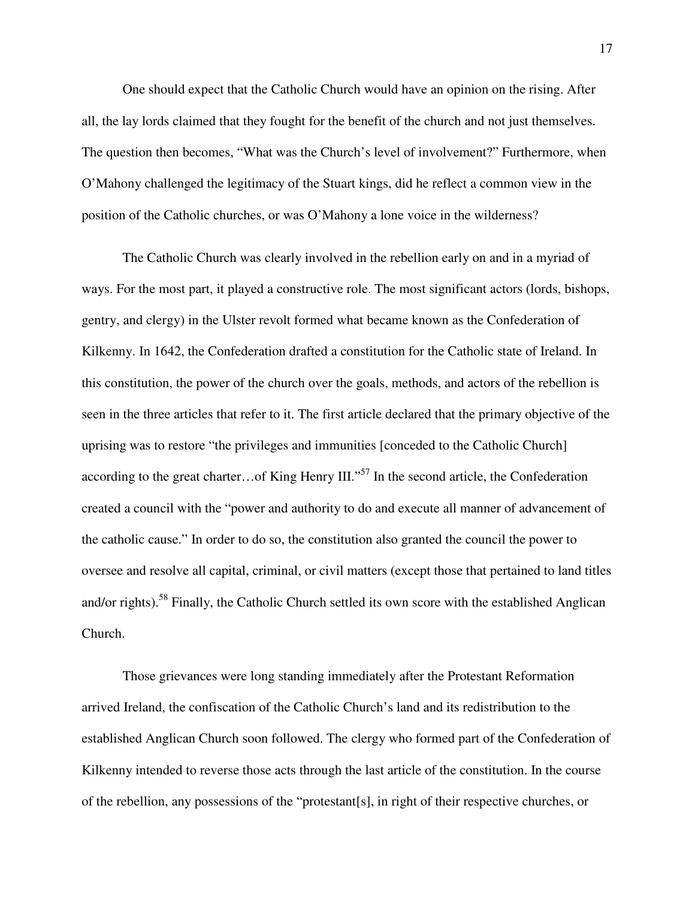One should expect that the Catholic Church would have an opinion on the rising. After all, the lay lords claimed that they fought for the benefit of the church and not just themselves. The question then becomes, "What was the Church's level of involvement?" Furthermore, when O'Mahony challenged the legitimacy of the Stuart kings, did he reflect a common view in the position of the Catholic churches, or was O'Mahony a lone voice in the wilderness?

The Catholic Church was clearly involved in the rebellion early on and in a myriad of ways. For the most part, it played a constructive role. The most significant actors (lords, bishops, gentry, and clergy) in the Ulster revolt formed what became known as the Confederation of Kilkenny. In 1642, the Confederation drafted a constitution for the Catholic state of Ireland. In this constitution, the power of the church over the goals, methods, and actors of the rebellion is seen in the three articles that refer to it. The first article declared that the primary objective of the uprising was to restore "the privileges and immunities [conceded to the Catholic Church] according to the great charter…of King Henry III."[57] In the second article, the Confederation created a council with the "power and authority to do and execute all manner of advancement of the catholic cause." In order to do so, the constitution also granted the council the power to oversee and resolve all capital, criminal, or civil matters (except those that pertained to land titles and/or rights).[58] Finally, the Catholic Church settled its own score with the established Anglican Church.

Those grievances were long standing immediately after the Protestant Reformation arrived Ireland, the confiscation of the Catholic Church's land and its redistribution to the established Anglican Church soon followed. The clergy who formed part of the Confederation of Kilkenny intended to reverse those acts through the last article of the constitution. In the course of the rebellion, any possessions of the "protestant[s], in right of their respective churches, or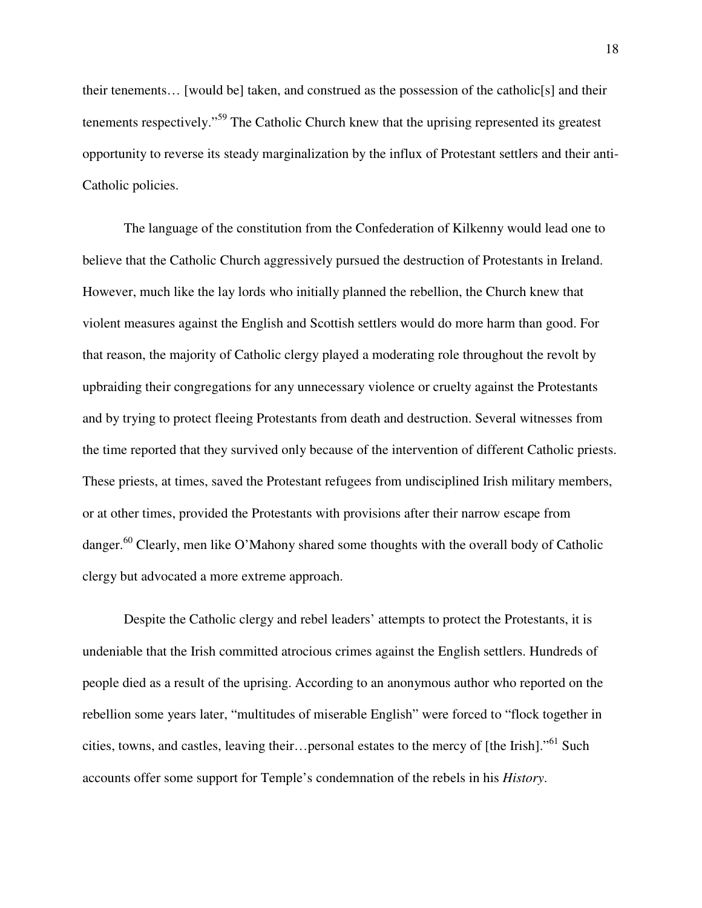their tenements… [would be] taken, and construed as the possession of the catholic[s] and their tenements respectively."[59] The Catholic Church knew that the uprising represented its greatest opportunity to reverse its steady marginalization by the influx of Protestant settlers and their anti-Catholic policies.

The language of the constitution from the Confederation of Kilkenny would lead one to believe that the Catholic Church aggressively pursued the destruction of Protestants in Ireland. However, much like the lay lords who initially planned the rebellion, the Church knew that violent measures against the English and Scottish settlers would do more harm than good. For that reason, the majority of Catholic clergy played a moderating role throughout the revolt by upbraiding their congregations for any unnecessary violence or cruelty against the Protestants and by trying to protect fleeing Protestants from death and destruction. Several witnesses from the time reported that they survived only because of the intervention of different Catholic priests. These priests, at times, saved the Protestant refugees from undisciplined Irish military members, or at other times, provided the Protestants with provisions after their narrow escape from danger.[60] Clearly, men like O'Mahony shared some thoughts with the overall body of Catholic clergy but advocated a more extreme approach.

Despite the Catholic clergy and rebel leaders' attempts to protect the Protestants, it is undeniable that the Irish committed atrocious crimes against the English settlers. Hundreds of people died as a result of the uprising. According to an anonymous author who reported on the rebellion some years later, "multitudes of miserable English" were forced to "flock together in cities, towns, and castles, leaving their…personal estates to the mercy of [the Irish]."[61] Such accounts offer some support for Temple's condemnation of the rebels in his *History*.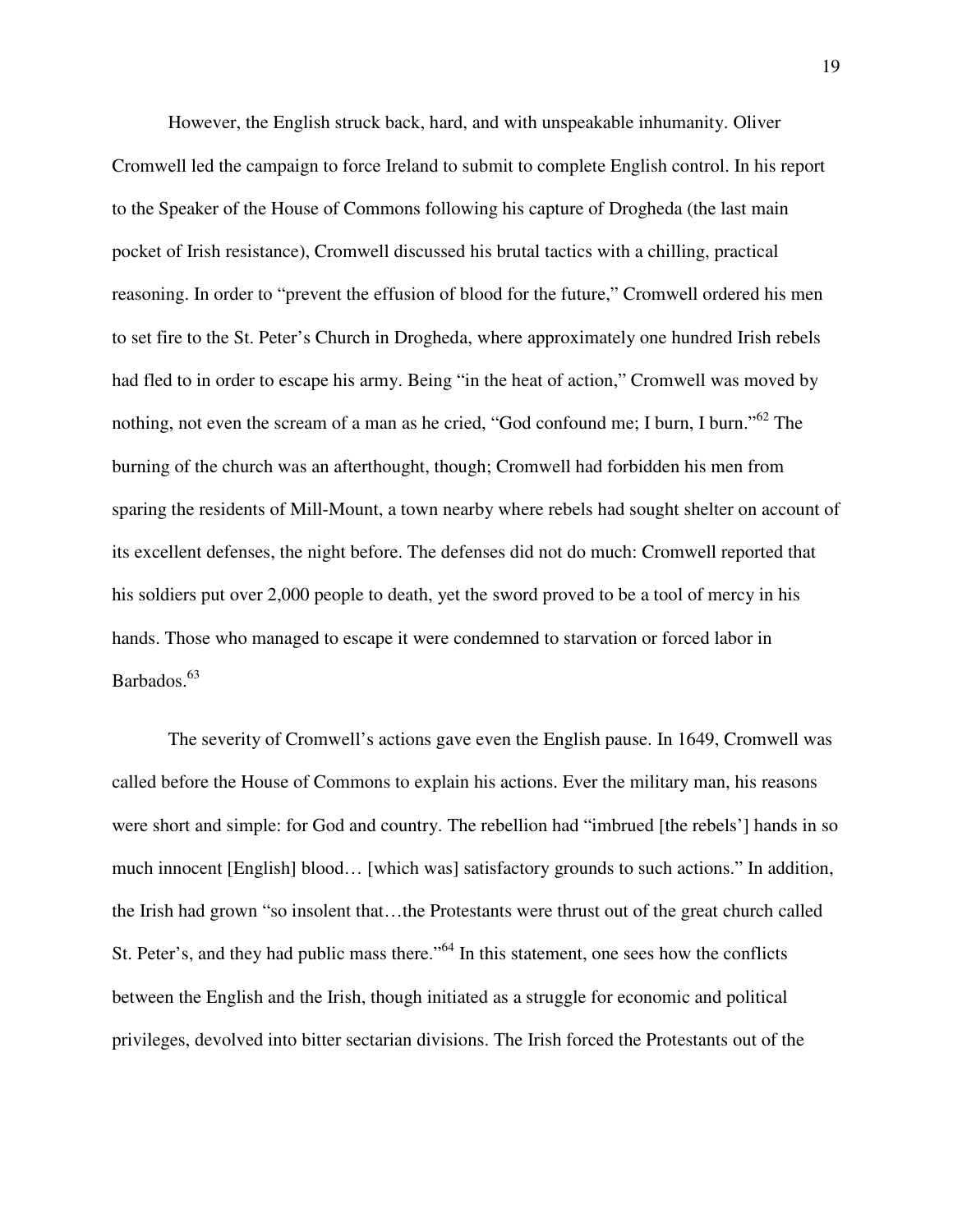However, the English struck back, hard, and with unspeakable inhumanity. Oliver Cromwell led the campaign to force Ireland to submit to complete English control. In his report to the Speaker of the House of Commons following his capture of Drogheda (the last main pocket of Irish resistance), Cromwell discussed his brutal tactics with a chilling, practical reasoning. In order to "prevent the effusion of blood for the future," Cromwell ordered his men to set fire to the St. Peter's Church in Drogheda, where approximately one hundred Irish rebels had fled to in order to escape his army. Being "in the heat of action," Cromwell was moved by nothing, not even the scream of a man as he cried, "God confound me; I burn, I burn."[62] The burning of the church was an afterthought, though; Cromwell had forbidden his men from sparing the residents of Mill-Mount, a town nearby where rebels had sought shelter on account of its excellent defenses, the night before. The defenses did not do much: Cromwell reported that his soldiers put over 2,000 people to death, yet the sword proved to be a tool of mercy in his hands. Those who managed to escape it were condemned to starvation or forced labor in Barbados.[63]

The severity of Cromwell's actions gave even the English pause. In 1649, Cromwell was called before the House of Commons to explain his actions. Ever the military man, his reasons were short and simple: for God and country. The rebellion had "imbrued [the rebels'] hands in so much innocent [English] blood… [which was] satisfactory grounds to such actions." In addition, the Irish had grown "so insolent that…the Protestants were thrust out of the great church called St. Peter's, and they had public mass there."[64] In this statement, one sees how the conflicts between the English and the Irish, though initiated as a struggle for economic and political privileges, devolved into bitter sectarian divisions. The Irish forced the Protestants out of the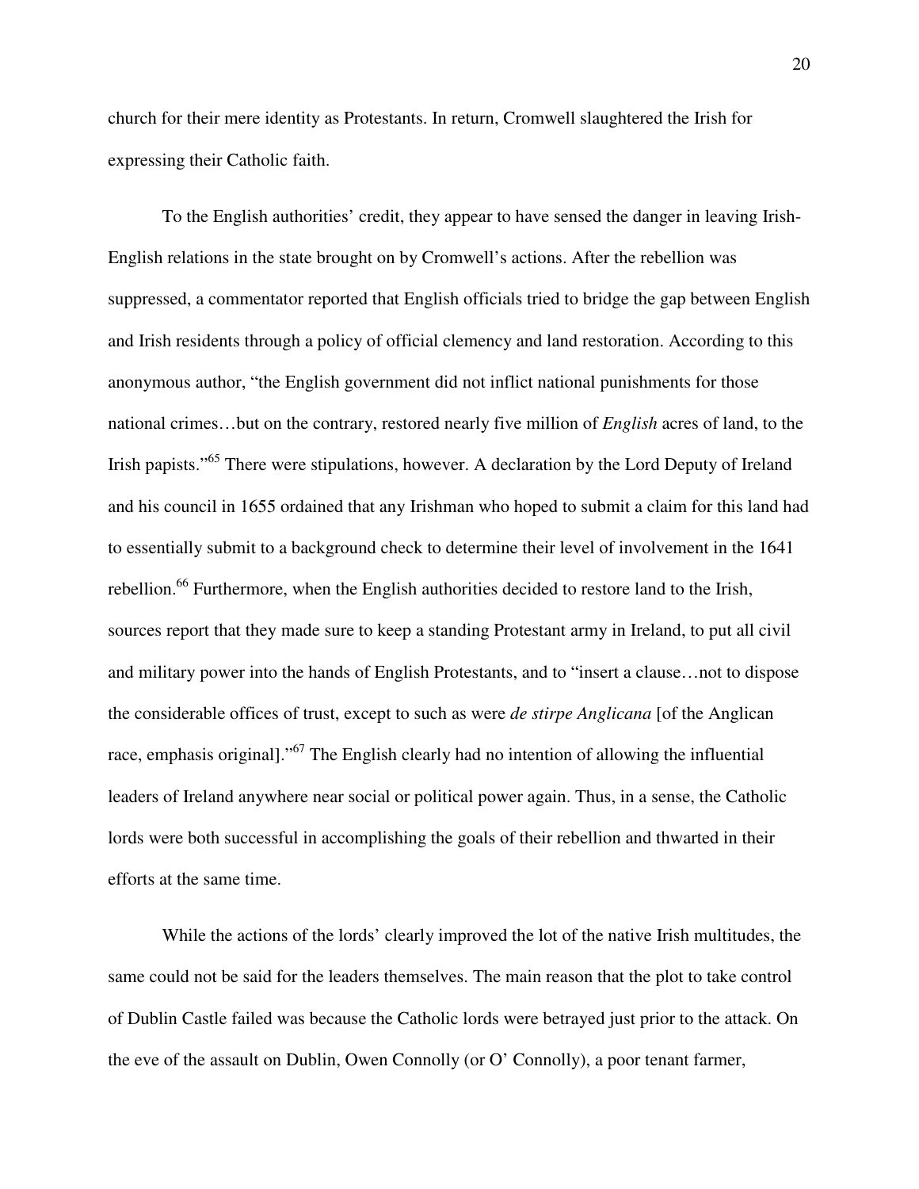church for their mere identity as Protestants. In return, Cromwell slaughtered the Irish for expressing their Catholic faith.

To the English authorities' credit, they appear to have sensed the danger in leaving Irish-English relations in the state brought on by Cromwell's actions. After the rebellion was suppressed, a commentator reported that English officials tried to bridge the gap between English and Irish residents through a policy of official clemency and land restoration. According to this anonymous author, "the English government did not inflict national punishments for those national crimes…but on the contrary, restored nearly five million of *English* acres of land, to the Irish papists."[65] There were stipulations, however. A declaration by the Lord Deputy of Ireland and his council in 1655 ordained that any Irishman who hoped to submit a claim for this land had to essentially submit to a background check to determine their level of involvement in the 1641 rebellion.[66] Furthermore, when the English authorities decided to restore land to the Irish, sources report that they made sure to keep a standing Protestant army in Ireland, to put all civil and military power into the hands of English Protestants, and to "insert a clause…not to dispose the considerable offices of trust, except to such as were *de stirpe Anglicana* [of the Anglican race, emphasis original]."[67] The English clearly had no intention of allowing the influential leaders of Ireland anywhere near social or political power again. Thus, in a sense, the Catholic lords were both successful in accomplishing the goals of their rebellion and thwarted in their efforts at the same time.

While the actions of the lords' clearly improved the lot of the native Irish multitudes, the same could not be said for the leaders themselves. The main reason that the plot to take control of Dublin Castle failed was because the Catholic lords were betrayed just prior to the attack. On the eve of the assault on Dublin, Owen Connolly (or O' Connolly), a poor tenant farmer,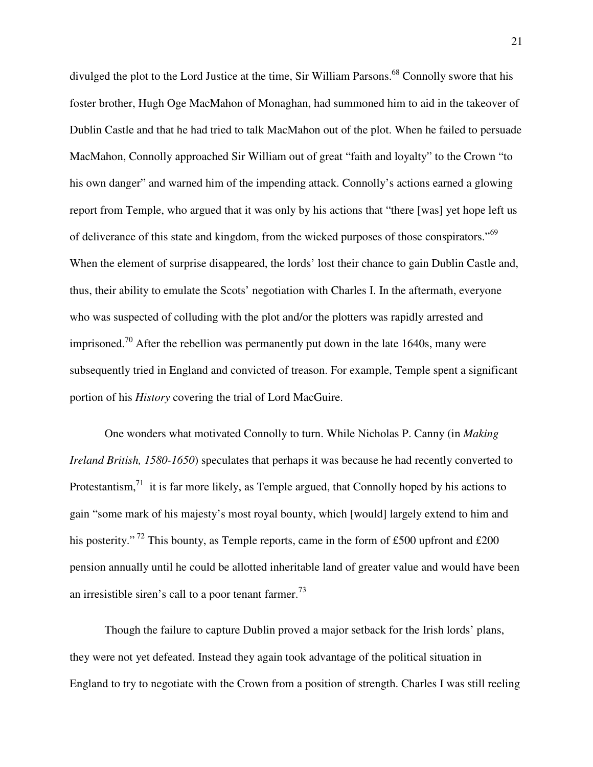divulged the plot to the Lord Justice at the time, Sir William Parsons.[68] Connolly swore that his foster brother, Hugh Oge MacMahon of Monaghan, had summoned him to aid in the takeover of Dublin Castle and that he had tried to talk MacMahon out of the plot. When he failed to persuade MacMahon, Connolly approached Sir William out of great "faith and loyalty" to the Crown "to his own danger" and warned him of the impending attack. Connolly's actions earned a glowing report from Temple, who argued that it was only by his actions that "there [was] yet hope left us of deliverance of this state and kingdom, from the wicked purposes of those conspirators."[69] When the element of surprise disappeared, the lords' lost their chance to gain Dublin Castle and, thus, their ability to emulate the Scots' negotiation with Charles I. In the aftermath, everyone who was suspected of colluding with the plot and/or the plotters was rapidly arrested and imprisoned.[70] After the rebellion was permanently put down in the late 1640s, many were subsequently tried in England and convicted of treason. For example, Temple spent a significant portion of his *History* covering the trial of Lord MacGuire.

One wonders what motivated Connolly to turn. While Nicholas P. Canny (in *Making Ireland British, 1580-1650*) speculates that perhaps it was because he had recently converted to Protestantism,[71] it is far more likely, as Temple argued, that Connolly hoped by his actions to gain "some mark of his majesty's most royal bounty, which [would] largely extend to him and his posterity."[72] This bounty, as Temple reports, came in the form of £500 upfront and £200 pension annually until he could be allotted inheritable land of greater value and would have been an irresistible siren's call to a poor tenant farmer.[73]

Though the failure to capture Dublin proved a major setback for the Irish lords' plans, they were not yet defeated. Instead they again took advantage of the political situation in England to try to negotiate with the Crown from a position of strength. Charles I was still reeling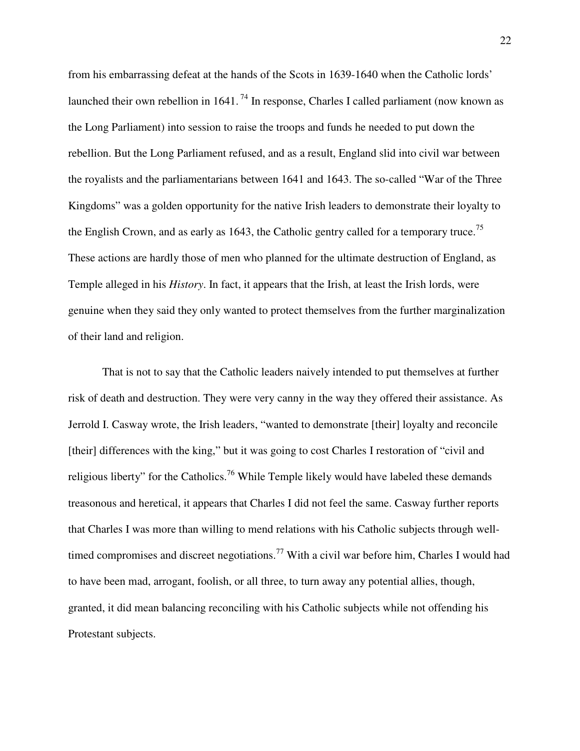from his embarrassing defeat at the hands of the Scots in 1639-1640 when the Catholic lords' launched their own rebellion in 1641. [74] In response, Charles I called parliament (now known as the Long Parliament) into session to raise the troops and funds he needed to put down the rebellion. But the Long Parliament refused, and as a result, England slid into civil war between the royalists and the parliamentarians between 1641 and 1643. The so-called "War of the Three Kingdoms" was a golden opportunity for the native Irish leaders to demonstrate their loyalty to the English Crown, and as early as 1643, the Catholic gentry called for a temporary truce.[75] These actions are hardly those of men who planned for the ultimate destruction of England, as Temple alleged in his *History*. In fact, it appears that the Irish, at least the Irish lords, were genuine when they said they only wanted to protect themselves from the further marginalization of their land and religion.

That is not to say that the Catholic leaders naively intended to put themselves at further risk of death and destruction. They were very canny in the way they offered their assistance. As Jerrold I. Casway wrote, the Irish leaders, "wanted to demonstrate [their] loyalty and reconcile [their] differences with the king," but it was going to cost Charles I restoration of "civil and religious liberty" for the Catholics.[76] While Temple likely would have labeled these demands treasonous and heretical, it appears that Charles I did not feel the same. Casway further reports that Charles I was more than willing to mend relations with his Catholic subjects through well-timed compromises and discreet negotiations.[77] With a civil war before him, Charles I would had to have been mad, arrogant, foolish, or all three, to turn away any potential allies, though, granted, it did mean balancing reconciling with his Catholic subjects while not offending his Protestant subjects.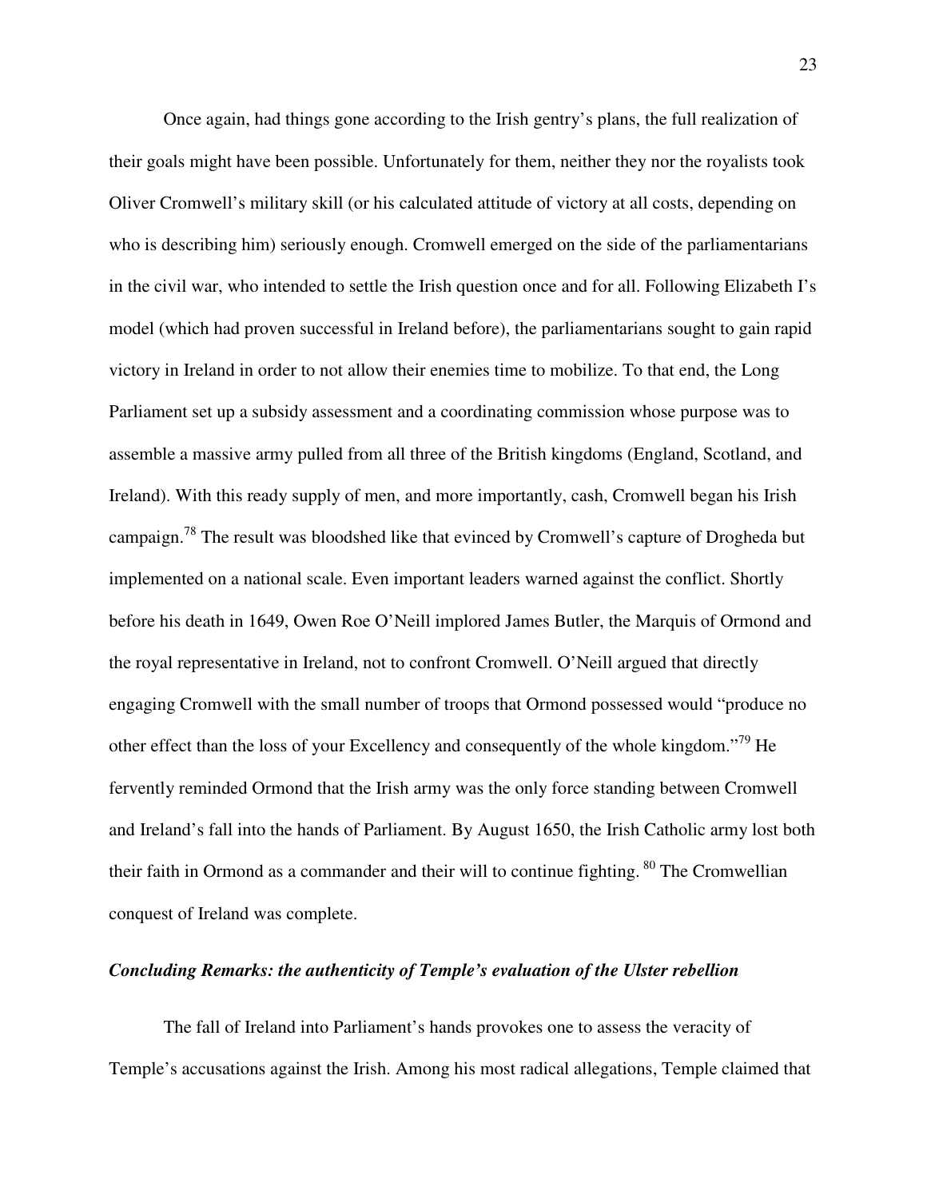Once again, had things gone according to the Irish gentry's plans, the full realization of their goals might have been possible. Unfortunately for them, neither they nor the royalists took Oliver Cromwell's military skill (or his calculated attitude of victory at all costs, depending on who is describing him) seriously enough. Cromwell emerged on the side of the parliamentarians in the civil war, who intended to settle the Irish question once and for all. Following Elizabeth I's model (which had proven successful in Ireland before), the parliamentarians sought to gain rapid victory in Ireland in order to not allow their enemies time to mobilize. To that end, the Long Parliament set up a subsidy assessment and a coordinating commission whose purpose was to assemble a massive army pulled from all three of the British kingdoms (England, Scotland, and Ireland). With this ready supply of men, and more importantly, cash, Cromwell began his Irish campaign.[78] The result was bloodshed like that evinced by Cromwell's capture of Drogheda but implemented on a national scale. Even important leaders warned against the conflict. Shortly before his death in 1649, Owen Roe O'Neill implored James Butler, the Marquis of Ormond and the royal representative in Ireland, not to confront Cromwell. O'Neill argued that directly engaging Cromwell with the small number of troops that Ormond possessed would "produce no other effect than the loss of your Excellency and consequently of the whole kingdom."[79] He fervently reminded Ormond that the Irish army was the only force standing between Cromwell and Ireland's fall into the hands of Parliament. By August 1650, the Irish Catholic army lost both their faith in Ormond as a commander and their will to continue fighting.[80] The Cromwellian conquest of Ireland was complete.

### *Concluding Remarks: the authenticity of Temple's evaluation of the Ulster rebellion*

The fall of Ireland into Parliament's hands provokes one to assess the veracity of Temple's accusations against the Irish. Among his most radical allegations, Temple claimed that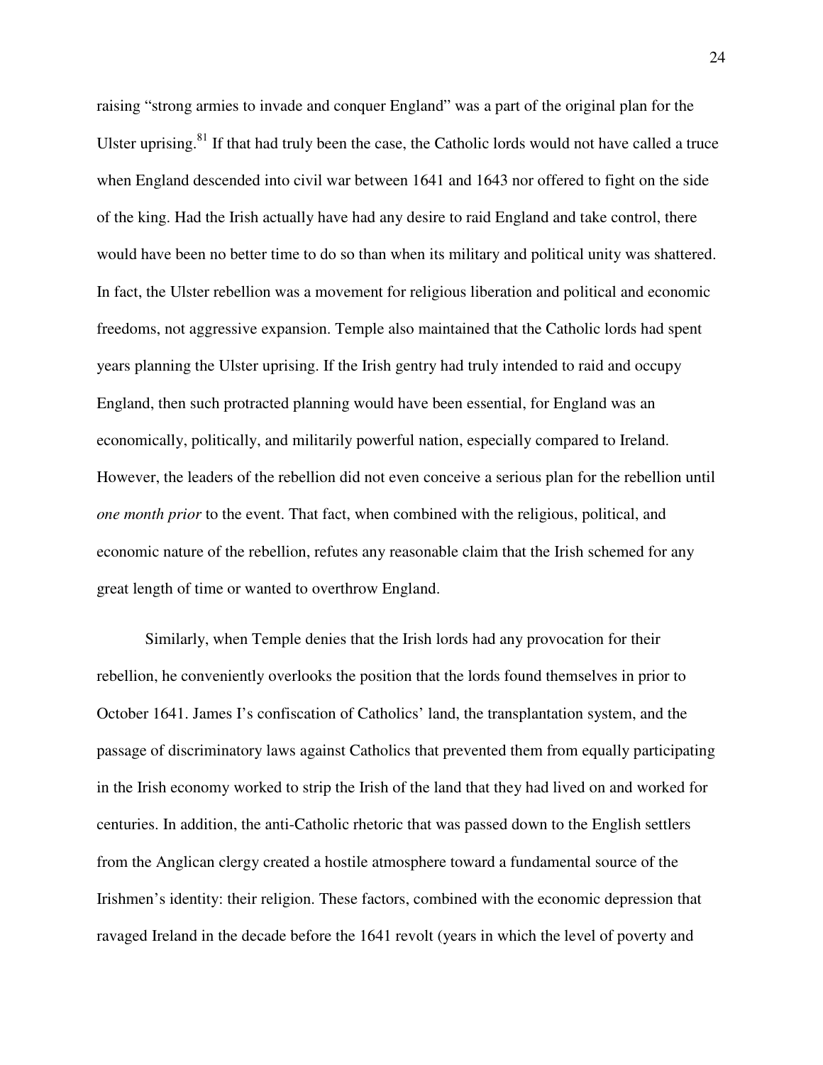raising “strong armies to invade and conquer England” was a part of the original plan for the Ulster uprising.[81] If that had truly been the case, the Catholic lords would not have called a truce when England descended into civil war between 1641 and 1643 nor offered to fight on the side of the king. Had the Irish actually have had any desire to raid England and take control, there would have been no better time to do so than when its military and political unity was shattered. In fact, the Ulster rebellion was a movement for religious liberation and political and economic freedoms, not aggressive expansion. Temple also maintained that the Catholic lords had spent years planning the Ulster uprising. If the Irish gentry had truly intended to raid and occupy England, then such protracted planning would have been essential, for England was an economically, politically, and militarily powerful nation, especially compared to Ireland. However, the leaders of the rebellion did not even conceive a serious plan for the rebellion until *one month prior* to the event. That fact, when combined with the religious, political, and economic nature of the rebellion, refutes any reasonable claim that the Irish schemed for any great length of time or wanted to overthrow England.

Similarly, when Temple denies that the Irish lords had any provocation for their rebellion, he conveniently overlooks the position that the lords found themselves in prior to October 1641. James I’s confiscation of Catholics’ land, the transplantation system, and the passage of discriminatory laws against Catholics that prevented them from equally participating in the Irish economy worked to strip the Irish of the land that they had lived on and worked for centuries. In addition, the anti-Catholic rhetoric that was passed down to the English settlers from the Anglican clergy created a hostile atmosphere toward a fundamental source of the Irishmen’s identity: their religion. These factors, combined with the economic depression that ravaged Ireland in the decade before the 1641 revolt (years in which the level of poverty and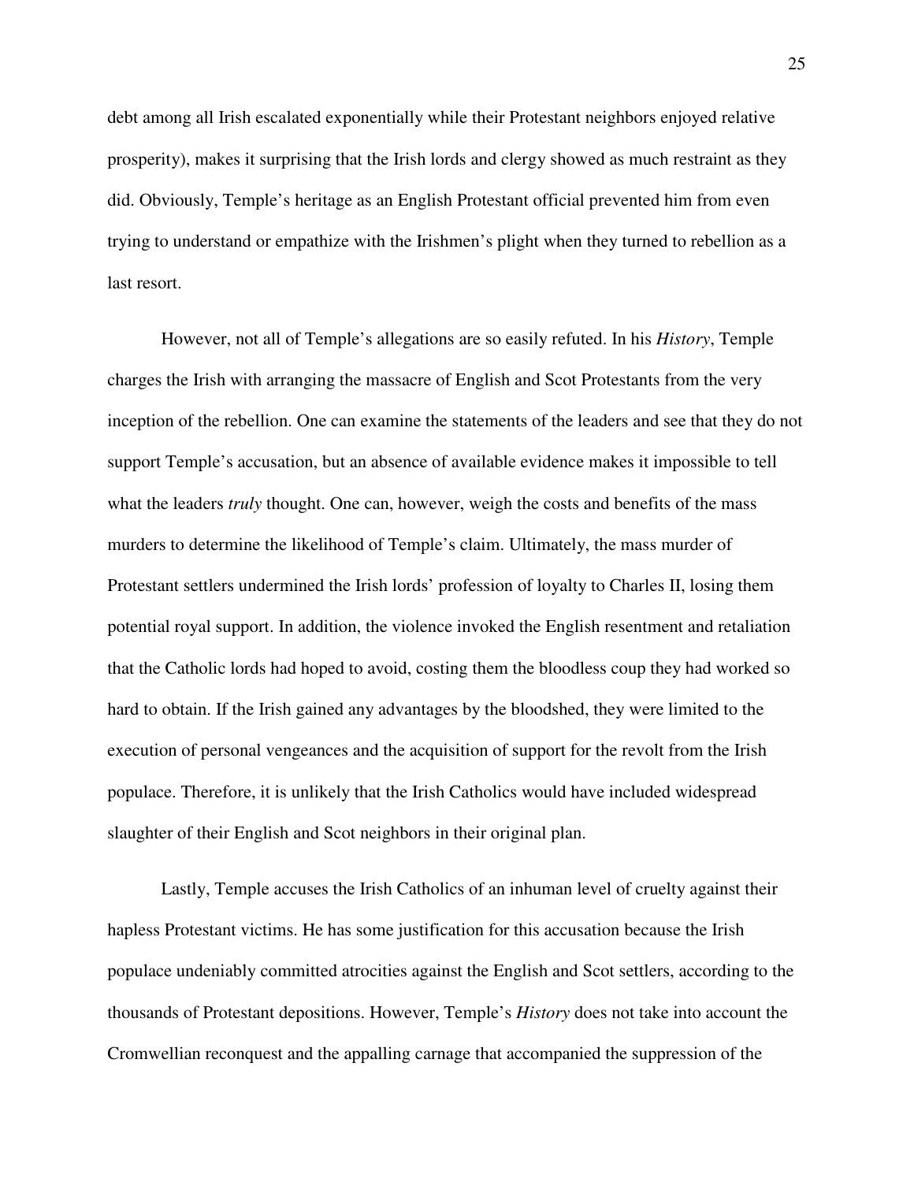debt among all Irish escalated exponentially while their Protestant neighbors enjoyed relative prosperity), makes it surprising that the Irish lords and clergy showed as much restraint as they did. Obviously, Temple's heritage as an English Protestant official prevented him from even trying to understand or empathize with the Irishmen's plight when they turned to rebellion as a last resort.

However, not all of Temple's allegations are so easily refuted. In his *History*, Temple charges the Irish with arranging the massacre of English and Scot Protestants from the very inception of the rebellion. One can examine the statements of the leaders and see that they do not support Temple's accusation, but an absence of available evidence makes it impossible to tell what the leaders *truly* thought. One can, however, weigh the costs and benefits of the mass murders to determine the likelihood of Temple's claim. Ultimately, the mass murder of Protestant settlers undermined the Irish lords' profession of loyalty to Charles II, losing them potential royal support. In addition, the violence invoked the English resentment and retaliation that the Catholic lords had hoped to avoid, costing them the bloodless coup they had worked so hard to obtain. If the Irish gained any advantages by the bloodshed, they were limited to the execution of personal vengeances and the acquisition of support for the revolt from the Irish populace. Therefore, it is unlikely that the Irish Catholics would have included widespread slaughter of their English and Scot neighbors in their original plan.

Lastly, Temple accuses the Irish Catholics of an inhuman level of cruelty against their hapless Protestant victims. He has some justification for this accusation because the Irish populace undeniably committed atrocities against the English and Scot settlers, according to the thousands of Protestant depositions. However, Temple's *History* does not take into account the Cromwellian reconquest and the appalling carnage that accompanied the suppression of the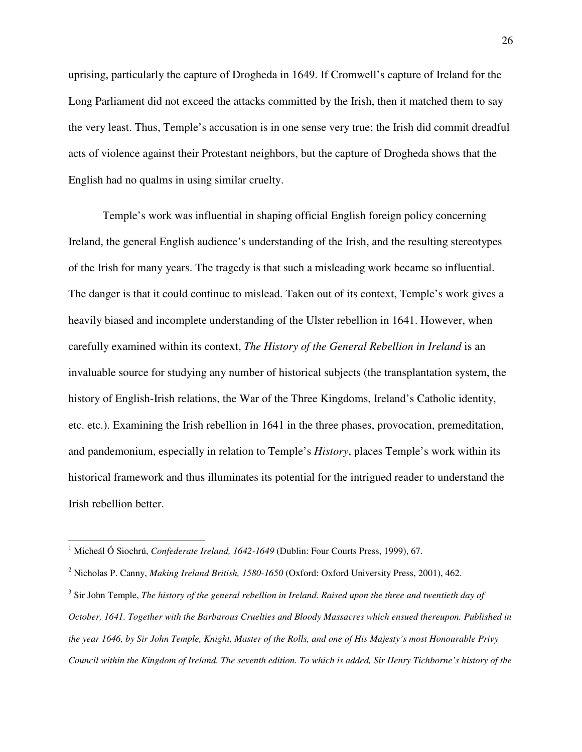uprising, particularly the capture of Drogheda in 1649. If Cromwell's capture of Ireland for the Long Parliament did not exceed the attacks committed by the Irish, then it matched them to say the very least. Thus, Temple's accusation is in one sense very true; the Irish did commit dreadful acts of violence against their Protestant neighbors, but the capture of Drogheda shows that the English had no qualms in using similar cruelty.

Temple's work was influential in shaping official English foreign policy concerning Ireland, the general English audience's understanding of the Irish, and the resulting stereotypes of the Irish for many years. The tragedy is that such a misleading work became so influential. The danger is that it could continue to mislead. Taken out of its context, Temple's work gives a heavily biased and incomplete understanding of the Ulster rebellion in 1641. However, when carefully examined within its context, *The History of the General Rebellion in Ireland* is an invaluable source for studying any number of historical subjects (the transplantation system, the history of English-Irish relations, the War of the Three Kingdoms, Ireland's Catholic identity, etc. etc.). Examining the Irish rebellion in 1641 in the three phases, provocation, premeditation, and pandemonium, especially in relation to Temple's *History*, places Temple's work within its historical framework and thus illuminates its potential for the intrigued reader to understand the Irish rebellion better.

---

[1] Micheál Ó Siochrú, *Confederate Ireland, 1642-1649* (Dublin: Four Courts Press, 1999), 67.

[2] Nicholas P. Canny, *Making Ireland British, 1580-1650* (Oxford: Oxford University Press, 2001), 462.

[3] Sir John Temple, *The history of the general rebellion in Ireland. Raised upon the three and twentieth day of October, 1641. Together with the Barbarous Cruelties and Bloody Massacres which ensued thereupon. Published in the year 1646, by Sir John Temple, Knight, Master of the Rolls, and one of His Majesty's most Honourable Privy Council within the Kingdom of Ireland. The seventh edition. To which is added, Sir Henry Tichborne's history of the*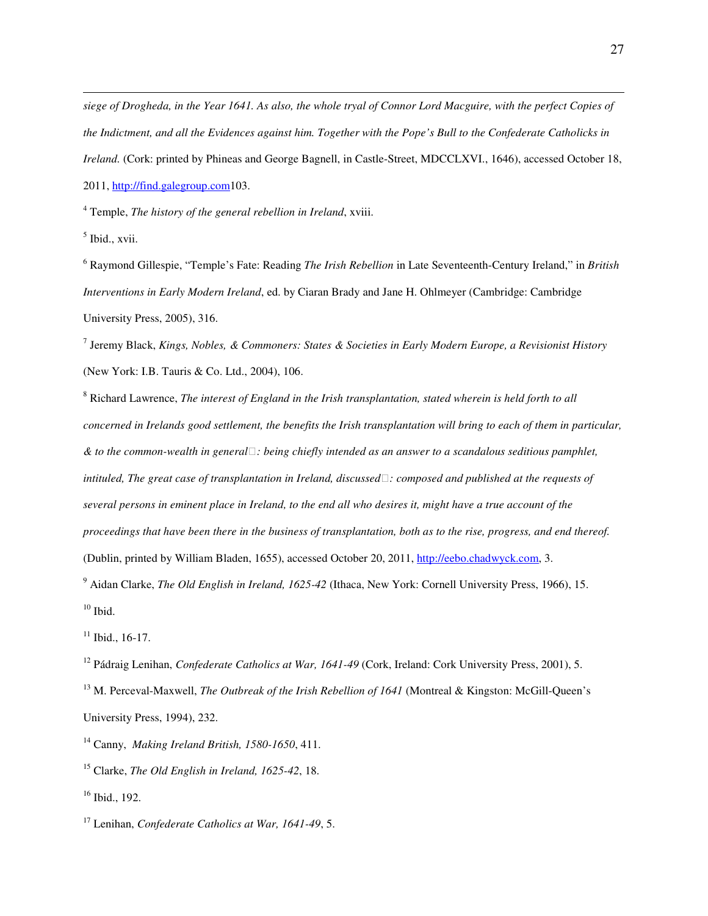*siege of Drogheda, in the Year 1641. As also, the whole tryal of Connor Lord Macguire, with the perfect Copies of the Indictment, and all the Evidences against him. Together with the Pope's Bull to the Confederate Catholicks in Ireland.* (Cork: printed by Phineas and George Bagnell, in Castle-Street, MDCCLXVI., 1646), accessed October 18, 2011, http://find.galegroup.com103.

[4] Temple, *The history of the general rebellion in Ireland*, xviii.

[5] Ibid., xvii.

[6] Raymond Gillespie, "Temple's Fate: Reading *The Irish Rebellion* in Late Seventeenth-Century Ireland," in *British Interventions in Early Modern Ireland*, ed. by Ciaran Brady and Jane H. Ohlmeyer (Cambridge: Cambridge University Press, 2005), 316.

[7] Jeremy Black, *Kings, Nobles, & Commoners: States & Societies in Early Modern Europe, a Revisionist History* (New York: I.B. Tauris & Co. Ltd., 2004), 106.

[8] Richard Lawrence, *The interest of England in the Irish transplantation, stated wherein is held forth to all concerned in Irelands good settlement, the benefits the Irish transplantation will bring to each of them in particular, & to the common-wealth in general : being chiefly intended as an answer to a scandalous seditious pamphlet, intituled, The great case of transplantation in Ireland, discussed : composed and published at the requests of several persons in eminent place in Ireland, to the end all who desires it, might have a true account of the proceedings that have been there in the business of transplantation, both as to the rise, progress, and end thereof.* (Dublin, printed by William Bladen, 1655), accessed October 20, 2011, http://eebo.chadwyck.com, 3.

[9] Aidan Clarke, *The Old English in Ireland, 1625-42* (Ithaca, New York: Cornell University Press, 1966), 15.

[10] Ibid.

[11] Ibid., 16-17.

[12] Pádraig Lenihan, *Confederate Catholics at War, 1641-49* (Cork, Ireland: Cork University Press, 2001), 5.

[13] M. Perceval-Maxwell, *The Outbreak of the Irish Rebellion of 1641* (Montreal & Kingston: McGill-Queen's University Press, 1994), 232.

[14] Canny, *Making Ireland British, 1580-1650*, 411.

[15] Clarke, *The Old English in Ireland, 1625-42*, 18.

[16] Ibid., 192.

[17] Lenihan, *Confederate Catholics at War, 1641-49*, 5.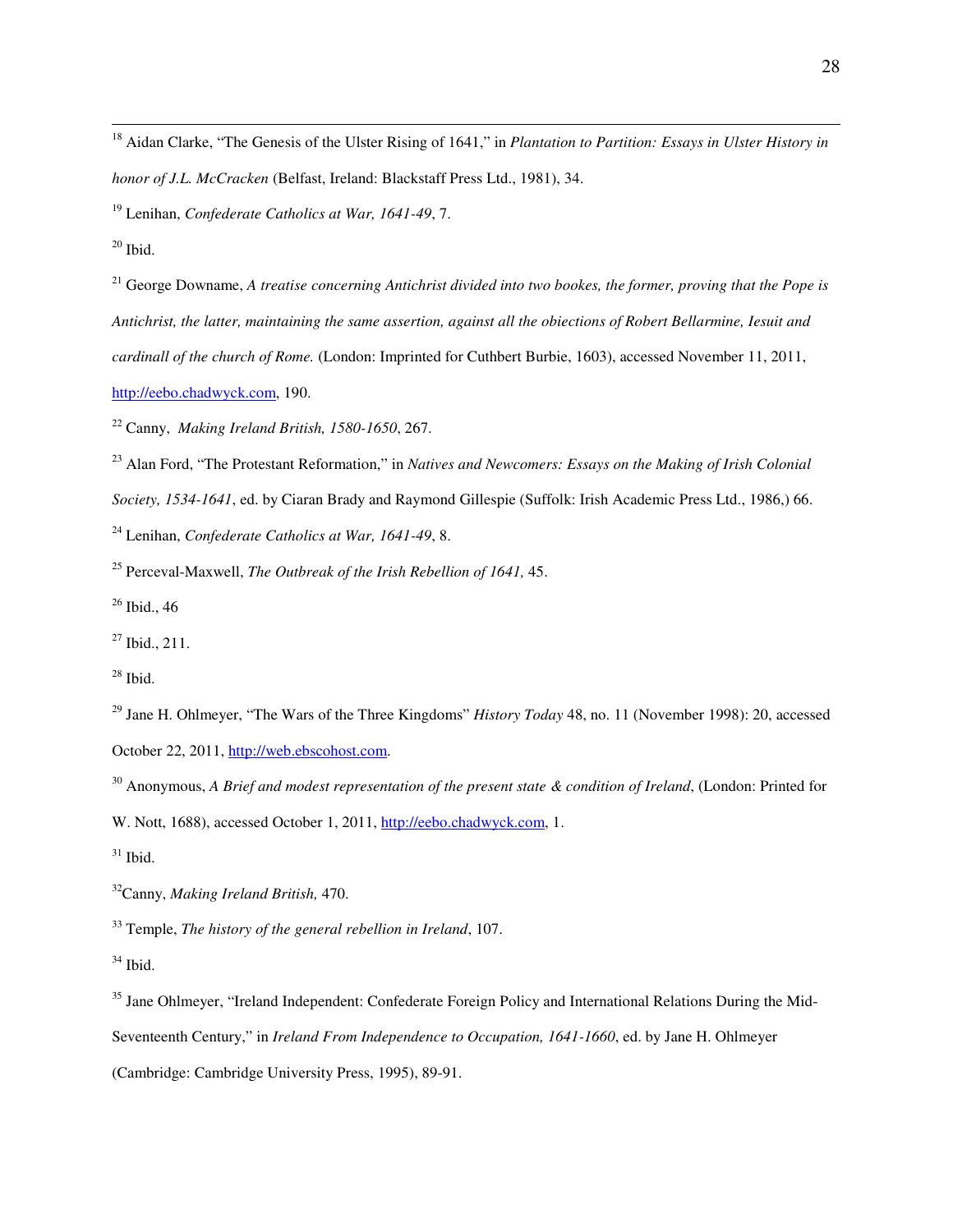[18] Aidan Clarke, "The Genesis of the Ulster Rising of 1641," in *Plantation to Partition: Essays in Ulster History in honor of J.L. McCracken* (Belfast, Ireland: Blackstaff Press Ltd., 1981), 34.

[19] Lenihan, *Confederate Catholics at War, 1641-49*, 7.

[20] Ibid.

[21] George Downame, *A treatise concerning Antichrist divided into two bookes, the former, proving that the Pope is Antichrist, the latter, maintaining the same assertion, against all the obiections of Robert Bellarmine, Iesuit and cardinall of the church of Rome.* (London: Imprinted for Cuthbert Burbie, 1603), accessed November 11, 2011, http://eebo.chadwyck.com, 190.

[22] Canny, *Making Ireland British, 1580-1650*, 267.

[23] Alan Ford, "The Protestant Reformation," in *Natives and Newcomers: Essays on the Making of Irish Colonial Society, 1534-1641*, ed. by Ciaran Brady and Raymond Gillespie (Suffolk: Irish Academic Press Ltd., 1986,) 66.

[24] Lenihan, *Confederate Catholics at War, 1641-49*, 8.

[25] Perceval-Maxwell, *The Outbreak of the Irish Rebellion of 1641,* 45.

[26] Ibid., 46

[27] Ibid., 211.

[28] Ibid.

[29] Jane H. Ohlmeyer, "The Wars of the Three Kingdoms" *History Today* 48, no. 11 (November 1998): 20, accessed October 22, 2011, http://web.ebscohost.com.

[30] Anonymous, *A Brief and modest representation of the present state & condition of Ireland*, (London: Printed for W. Nott, 1688), accessed October 1, 2011, http://eebo.chadwyck.com, 1.

[31] Ibid.

[32] Canny, *Making Ireland British,* 470.

[33] Temple, *The history of the general rebellion in Ireland*, 107.

[34] Ibid.

[35] Jane Ohlmeyer, "Ireland Independent: Confederate Foreign Policy and International Relations During the Mid-Seventeenth Century," in *Ireland From Independence to Occupation, 1641-1660*, ed. by Jane H. Ohlmeyer (Cambridge: Cambridge University Press, 1995), 89-91.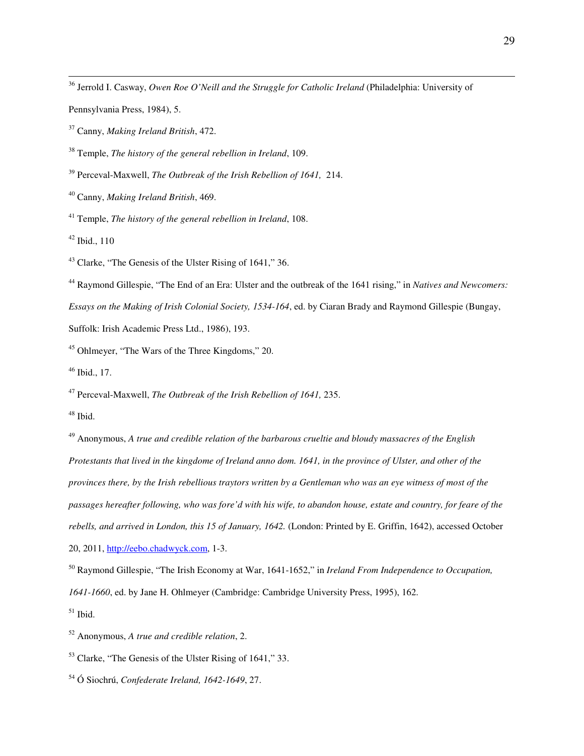[36] Jerrold I. Casway, *Owen Roe O'Neill and the Struggle for Catholic Ireland* (Philadelphia: University of Pennsylvania Press, 1984), 5.

[37] Canny, *Making Ireland British*, 472.

[38] Temple, *The history of the general rebellion in Ireland*, 109.

[39] Perceval-Maxwell, *The Outbreak of the Irish Rebellion of 1641,* 214.

[40] Canny, *Making Ireland British*, 469.

[41] Temple, *The history of the general rebellion in Ireland*, 108.

[42] Ibid., 110

[43] Clarke, "The Genesis of the Ulster Rising of 1641," 36.

[44] Raymond Gillespie, "The End of an Era: Ulster and the outbreak of the 1641 rising," in *Natives and Newcomers: Essays on the Making of Irish Colonial Society, 1534-164*, ed. by Ciaran Brady and Raymond Gillespie (Bungay, Suffolk: Irish Academic Press Ltd., 1986), 193.

[45] Ohlmeyer, "The Wars of the Three Kingdoms," 20.

[46] Ibid., 17.

[47] Perceval-Maxwell, *The Outbreak of the Irish Rebellion of 1641,* 235.

[48] Ibid.

[49] Anonymous, *A true and credible relation of the barbarous crueltie and bloudy massacres of the English Protestants that lived in the kingdome of Ireland anno dom. 1641, in the province of Ulster, and other of the provinces there, by the Irish rebellious traytors written by a Gentleman who was an eye witness of most of the passages hereafter following, who was fore'd with his wife, to abandon house, estate and country, for feare of the rebells, and arrived in London, this 15 of January, 1642.* (London: Printed by E. Griffin, 1642), accessed October 20, 2011, http://eebo.chadwyck.com, 1-3.

[50] Raymond Gillespie, "The Irish Economy at War, 1641-1652," in *Ireland From Independence to Occupation, 1641-1660*, ed. by Jane H. Ohlmeyer (Cambridge: Cambridge University Press, 1995), 162.

[51] Ibid.

[52] Anonymous, *A true and credible relation*, 2.

[53] Clarke, "The Genesis of the Ulster Rising of 1641," 33.

[54] Ó Siochrú, *Confederate Ireland, 1642-1649*, 27.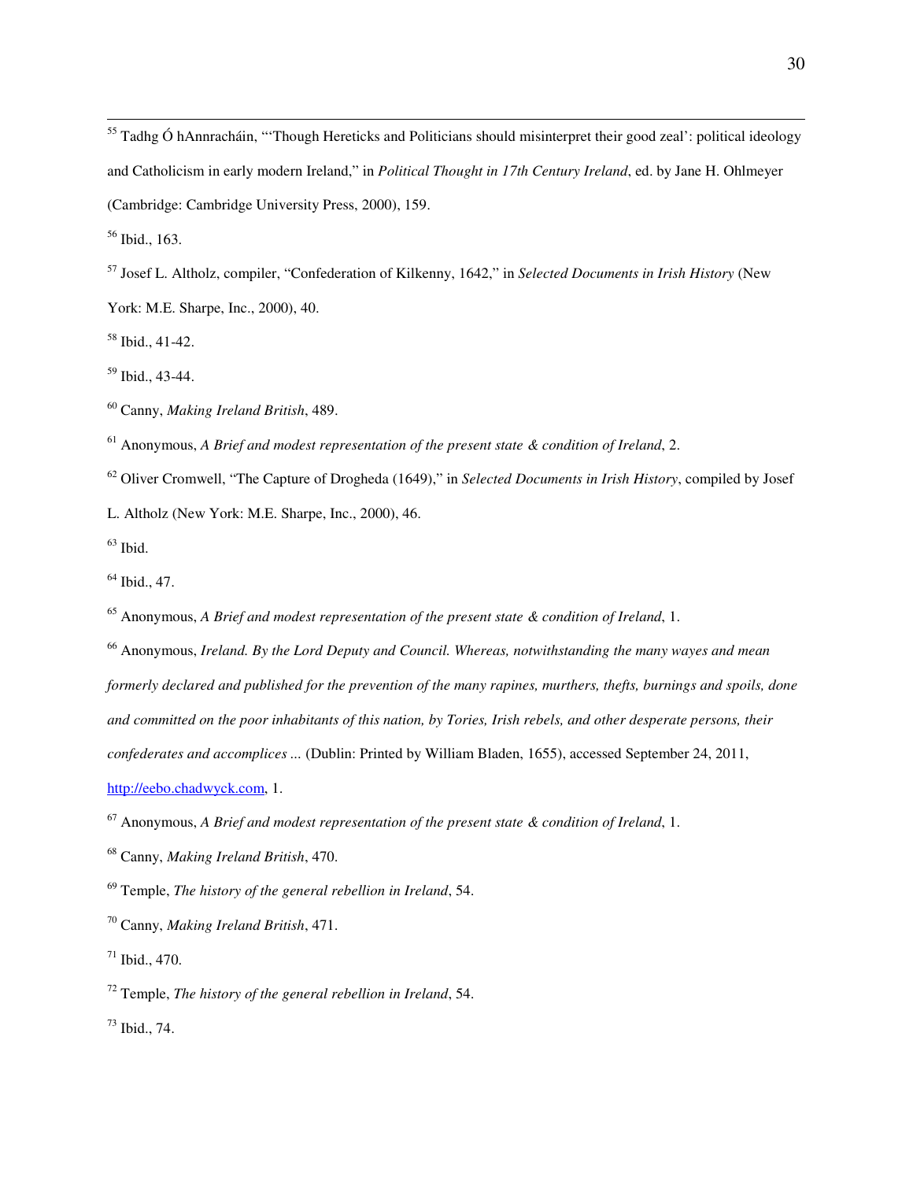[55] Tadhg Ó hAnnracháin, "'Though Hereticks and Politicians should misinterpret their good zeal': political ideology and Catholicism in early modern Ireland," in *Political Thought in 17th Century Ireland*, ed. by Jane H. Ohlmeyer (Cambridge: Cambridge University Press, 2000), 159.

[56] Ibid., 163.

[57] Josef L. Altholz, compiler, "Confederation of Kilkenny, 1642," in *Selected Documents in Irish History* (New York: M.E. Sharpe, Inc., 2000), 40.

[58] Ibid., 41-42.

[59] Ibid., 43-44.

[60] Canny, *Making Ireland British*, 489.

[61] Anonymous, *A Brief and modest representation of the present state & condition of Ireland*, 2.

[62] Oliver Cromwell, "The Capture of Drogheda (1649)," in *Selected Documents in Irish History*, compiled by Josef L. Altholz (New York: M.E. Sharpe, Inc., 2000), 46.

[63] Ibid.

[64] Ibid., 47.

[65] Anonymous, *A Brief and modest representation of the present state & condition of Ireland*, 1.

[66] Anonymous, *Ireland. By the Lord Deputy and Council. Whereas, notwithstanding the many wayes and mean formerly declared and published for the prevention of the many rapines, murthers, thefts, burnings and spoils, done and committed on the poor inhabitants of this nation, by Tories, Irish rebels, and other desperate persons, their confederates and accomplices ...* (Dublin: Printed by William Bladen, 1655), accessed September 24, 2011, http://eebo.chadwyck.com, 1.

[67] Anonymous, *A Brief and modest representation of the present state & condition of Ireland*, 1.

[68] Canny, *Making Ireland British*, 470.

[69] Temple, *The history of the general rebellion in Ireland*, 54.

[70] Canny, *Making Ireland British*, 471.

[71] Ibid., 470.

[72] Temple, *The history of the general rebellion in Ireland*, 54.

[73] Ibid., 74.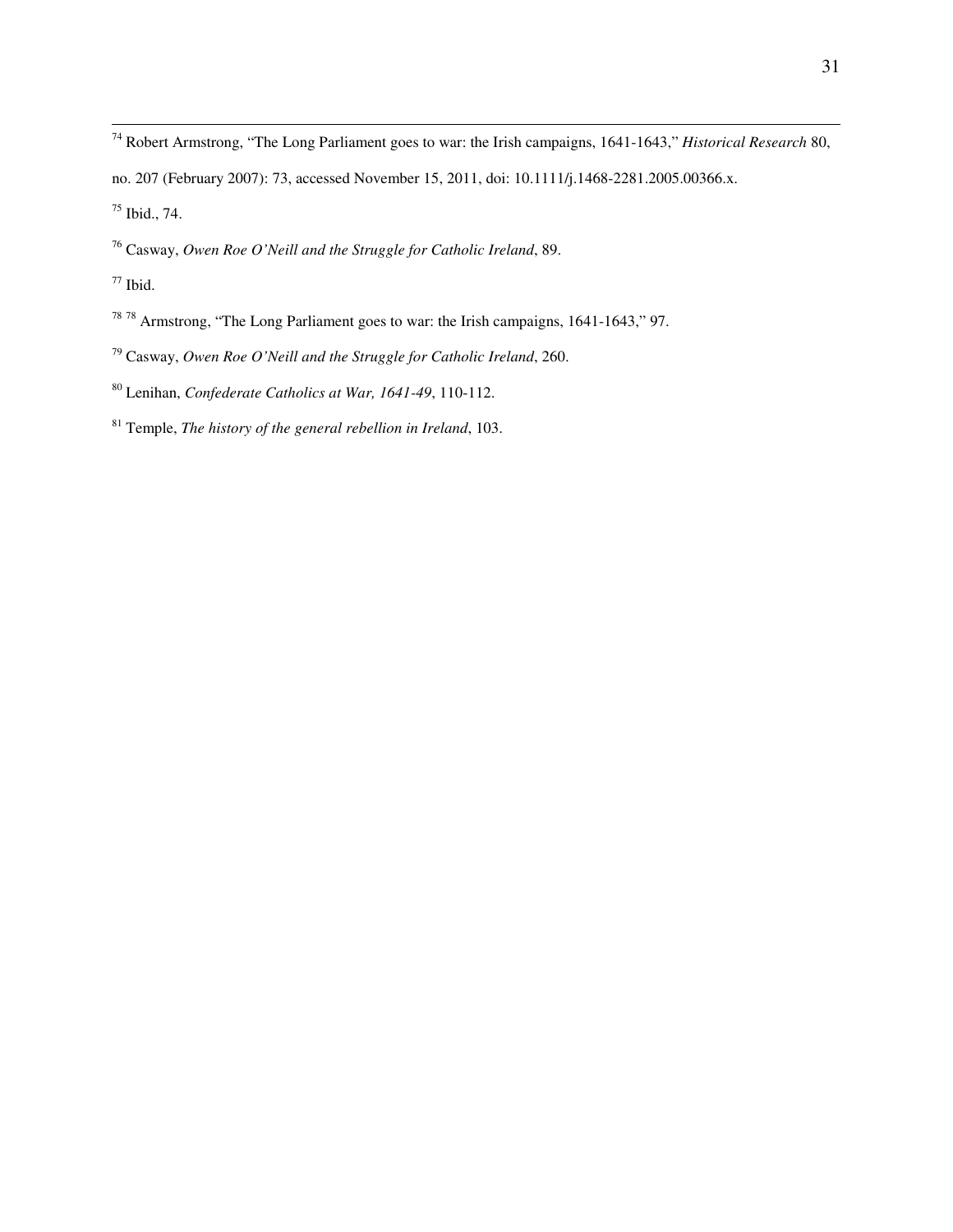[74] Robert Armstrong, "The Long Parliament goes to war: the Irish campaigns, 1641-1643," *Historical Research* 80, no. 207 (February 2007): 73, accessed November 15, 2011, doi: 10.1111/j.1468-2281.2005.00366.x.

[75] Ibid., 74.

[76] Casway, *Owen Roe O'Neill and the Struggle for Catholic Ireland*, 89.

[77] Ibid.

[78] [78] Armstrong, "The Long Parliament goes to war: the Irish campaigns, 1641-1643," 97.

[79] Casway, *Owen Roe O'Neill and the Struggle for Catholic Ireland*, 260.

[80] Lenihan, *Confederate Catholics at War, 1641-49*, 110-112.

[81] Temple, *The history of the general rebellion in Ireland*, 103.